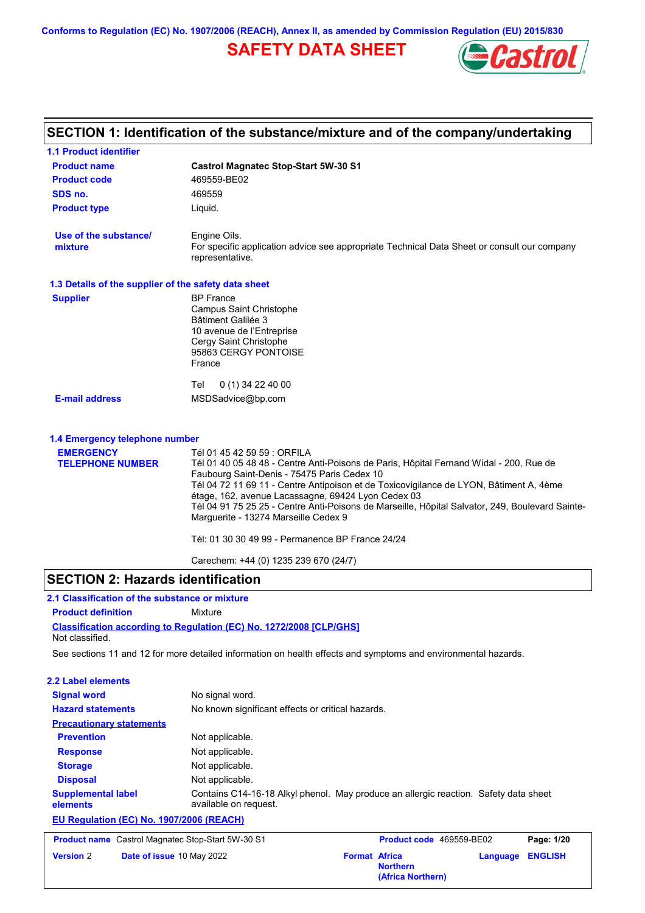Conforms to Regulation (EC) No. 1907/2006 (REACH), Annex II, as amended by Commission Regulation (EU) 2015/830

# SAFETY DATA SHEET

## SECTION 1: Identification of the substance/mixture and of the company/undertaking

### 1.1 Product identifier

| | |
|---|---|
| **Product name** | **Castrol Magnatec Stop-Start 5W-30 S1** |
| **Product code** | 469559-BE02 |
| **SDS no.** | 469559 |
| **Product type** | Liquid. |

**Use of the substance/ mixture**: Engine Oils.
For specific application advice see appropriate Technical Data Sheet or consult our company representative.

### 1.3 Details of the supplier of the safety data sheet

**Supplier**
BP France
Campus Saint Christophe
Bâtiment Galilée 3
10 avenue de l'Entreprise
Cergy Saint Christophe
95863 CERGY PONTOISE
France

Tel 0 (1) 34 22 40 00

**E-mail address** MSDSadvice@bp.com

### 1.4 Emergency telephone number

**EMERGENCY TELEPHONE NUMBER**
Tél 01 45 42 59 59 : ORFILA
Tél 01 40 05 48 48 - Centre Anti-Poisons de Paris, Hôpital Fernand Widal - 200, Rue de Faubourg Saint-Denis - 75475 Paris Cedex 10
Tél 04 72 11 69 11 - Centre Antipoison et de Toxicovigilance de LYON, Bâtiment A, 4ème étage, 162, avenue Lacassagne, 69424 Lyon Cedex 03
Tél 04 91 75 25 25 - Centre Anti-Poisons de Marseille, Hôpital Salvator, 249, Boulevard Sainte-Marguerite - 13274 Marseille Cedex 9

Tél: 01 30 30 49 99 - Permanence BP France 24/24

Carechem: +44 (0) 1235 239 670 (24/7)

## SECTION 2: Hazards identification

### 2.1 Classification of the substance or mixture

**Product definition** Mixture

**Classification according to Regulation (EC) No. 1272/2008 [CLP/GHS]**
Not classified.

See sections 11 and 12 for more detailed information on health effects and symptoms and environmental hazards.

### 2.2 Label elements

| | |
|---|---|
| **Signal word** | No signal word. |
| **Hazard statements** | No known significant effects or critical hazards. |
| **Precautionary statements** | |
| **Prevention** | Not applicable. |
| **Response** | Not applicable. |
| **Storage** | Not applicable. |
| **Disposal** | Not applicable. |
| **Supplemental label elements** | Contains C14-16-18 Alkyl phenol. May produce an allergic reaction. Safety data sheet available on request. |

**EU Regulation (EC) No. 1907/2006 (REACH)**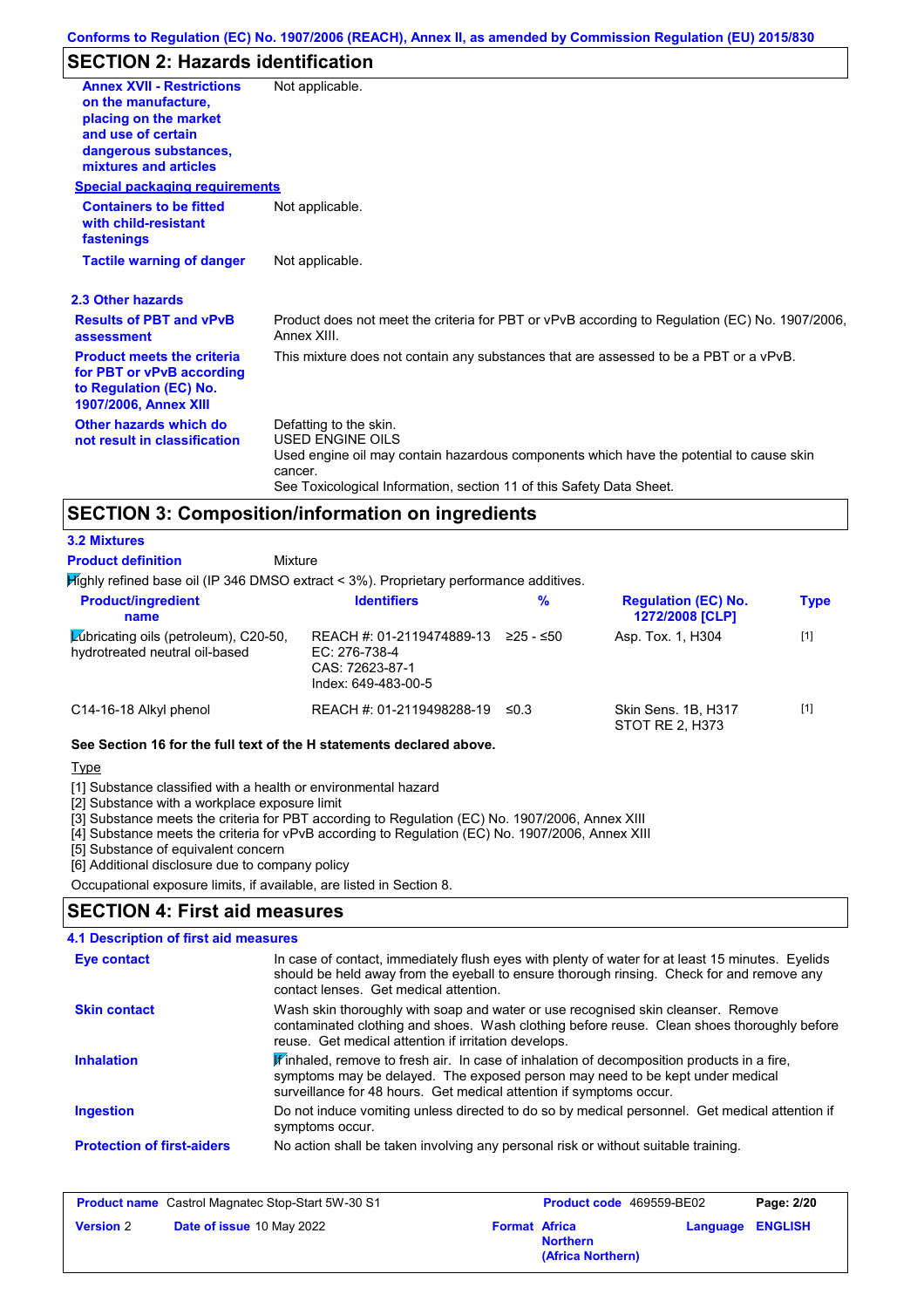## SECTION 2: Hazards identification

| | |
|---|---|
| **Annex XVII - Restrictions on the manufacture, placing on the market and use of certain dangerous substances, mixtures and articles** | Not applicable. |

**Special packaging requirements**

| | |
|---|---|
| **Containers to be fitted with child-resistant fastenings** | Not applicable. |
| **Tactile warning of danger** | Not applicable. |

### 2.3 Other hazards

| | |
|---|---|
| **Results of PBT and vPvB assessment** | Product does not meet the criteria for PBT or vPvB according to Regulation (EC) No. 1907/2006, Annex XIII. |
| **Product meets the criteria for PBT or vPvB according to Regulation (EC) No. 1907/2006, Annex XIII** | This mixture does not contain any substances that are assessed to be a PBT or a vPvB. |
| **Other hazards which do not result in classification** | Defatting to the skin.<br>USED ENGINE OILS<br>Used engine oil may contain hazardous components which have the potential to cause skin cancer.<br>See Toxicological Information, section 11 of this Safety Data Sheet. |

## SECTION 3: Composition/information on ingredients

### 3.2 Mixtures

**Product definition** Mixture

Highly refined base oil (IP 346 DMSO extract < 3%). Proprietary performance additives.

| Product/ingredient name | Identifiers | % | Regulation (EC) No. 1272/2008 [CLP] | Type |
|---|---|---|---|---|
| Lubricating oils (petroleum), C20-50, hydrotreated neutral oil-based | REACH #: 01-2119474889-13<br>EC: 276-738-4<br>CAS: 72623-87-1<br>Index: 649-483-00-5 | ≥25 - ≤50 | Asp. Tox. 1, H304 | [1] |
| C14-16-18 Alkyl phenol | REACH #: 01-2119498288-19 | ≤0.3 | Skin Sens. 1B, H317<br>STOT RE 2, H373 | [1] |

**See Section 16 for the full text of the H statements declared above.**

Type

[1] Substance classified with a health or environmental hazard
[2] Substance with a workplace exposure limit
[3] Substance meets the criteria for PBT according to Regulation (EC) No. 1907/2006, Annex XIII
[4] Substance meets the criteria for vPvB according to Regulation (EC) No. 1907/2006, Annex XIII
[5] Substance of equivalent concern
[6] Additional disclosure due to company policy

Occupational exposure limits, if available, are listed in Section 8.

## SECTION 4: First aid measures

### 4.1 Description of first aid measures

| | |
|---|---|
| **Eye contact** | In case of contact, immediately flush eyes with plenty of water for at least 15 minutes. Eyelids should be held away from the eyeball to ensure thorough rinsing. Check for and remove any contact lenses. Get medical attention. |
| **Skin contact** | Wash skin thoroughly with soap and water or use recognised skin cleanser. Remove contaminated clothing and shoes. Wash clothing before reuse. Clean shoes thoroughly before reuse. Get medical attention if irritation develops. |
| **Inhalation** | If inhaled, remove to fresh air. In case of inhalation of decomposition products in a fire, symptoms may be delayed. The exposed person may need to be kept under medical surveillance for 48 hours. Get medical attention if symptoms occur. |
| **Ingestion** | Do not induce vomiting unless directed to do so by medical personnel. Get medical attention if symptoms occur. |
| **Protection of first-aiders** | No action shall be taken involving any personal risk or without suitable training. |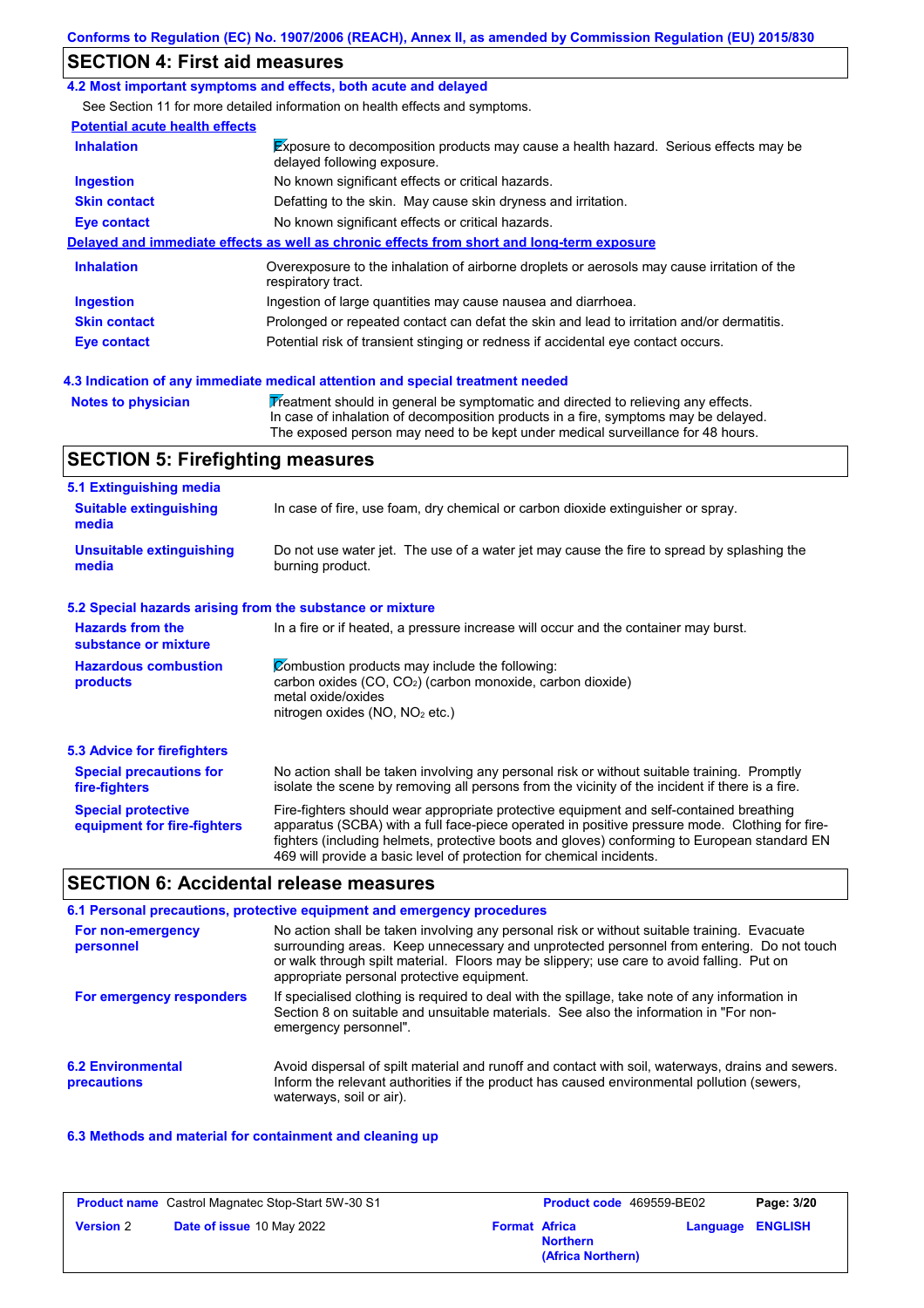## SECTION 4: First aid measures

### 4.2 Most important symptoms and effects, both acute and delayed

See Section 11 for more detailed information on health effects and symptoms.

**Potential acute health effects**

| | |
|---|---|
| **Inhalation** | Exposure to decomposition products may cause a health hazard. Serious effects may be delayed following exposure. |
| **Ingestion** | No known significant effects or critical hazards. |
| **Skin contact** | Defatting to the skin. May cause skin dryness and irritation. |
| **Eye contact** | No known significant effects or critical hazards. |

**Delayed and immediate effects as well as chronic effects from short and long-term exposure**

| | |
|---|---|
| **Inhalation** | Overexposure to the inhalation of airborne droplets or aerosols may cause irritation of the respiratory tract. |
| **Ingestion** | Ingestion of large quantities may cause nausea and diarrhoea. |
| **Skin contact** | Prolonged or repeated contact can defat the skin and lead to irritation and/or dermatitis. |
| **Eye contact** | Potential risk of transient stinging or redness if accidental eye contact occurs. |

### 4.3 Indication of any immediate medical attention and special treatment needed

| | |
|---|---|
| **Notes to physician** | Treatment should in general be symptomatic and directed to relieving any effects. In case of inhalation of decomposition products in a fire, symptoms may be delayed. The exposed person may need to be kept under medical surveillance for 48 hours. |

## SECTION 5: Firefighting measures

### 5.1 Extinguishing media

| | |
|---|---|
| **Suitable extinguishing media** | In case of fire, use foam, dry chemical or carbon dioxide extinguisher or spray. |
| **Unsuitable extinguishing media** | Do not use water jet. The use of a water jet may cause the fire to spread by splashing the burning product. |

### 5.2 Special hazards arising from the substance or mixture

| | |
|---|---|
| **Hazards from the substance or mixture** | In a fire or if heated, a pressure increase will occur and the container may burst. |
| **Hazardous combustion products** | Combustion products may include the following:<br>carbon oxides ($CO$, $CO_2$) (carbon monoxide, carbon dioxide)<br>metal oxide/oxides<br>nitrogen oxides ($NO$, $NO_2$ etc.) |

### 5.3 Advice for firefighters

| | |
|---|---|
| **Special precautions for fire-fighters** | No action shall be taken involving any personal risk or without suitable training. Promptly isolate the scene by removing all persons from the vicinity of the incident if there is a fire. |
| **Special protective equipment for fire-fighters** | Fire-fighters should wear appropriate protective equipment and self-contained breathing apparatus (SCBA) with a full face-piece operated in positive pressure mode. Clothing for fire-fighters (including helmets, protective boots and gloves) conforming to European standard EN 469 will provide a basic level of protection for chemical incidents. |

## SECTION 6: Accidental release measures

### 6.1 Personal precautions, protective equipment and emergency procedures

| | |
|---|---|
| **For non-emergency personnel** | No action shall be taken involving any personal risk or without suitable training. Evacuate surrounding areas. Keep unnecessary and unprotected personnel from entering. Do not touch or walk through spilt material. Floors may be slippery; use care to avoid falling. Put on appropriate personal protective equipment. |
| **For emergency responders** | If specialised clothing is required to deal with the spillage, take note of any information in Section 8 on suitable and unsuitable materials. See also the information in "For non-emergency personnel". |

| | |
|---|---|
| **6.2 Environmental precautions** | Avoid dispersal of spilt material and runoff and contact with soil, waterways, drains and sewers. Inform the relevant authorities if the product has caused environmental pollution (sewers, waterways, soil or air). |

### 6.3 Methods and material for containment and cleaning up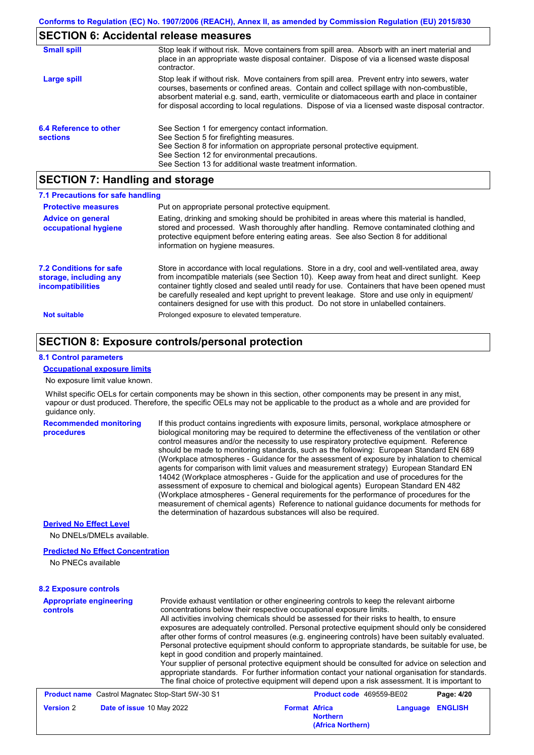## SECTION 6: Accidental release measures

| | |
|---|---|
| **Small spill** | Stop leak if without risk. Move containers from spill area. Absorb with an inert material and place in an appropriate waste disposal container. Dispose of via a licensed waste disposal contractor. |
| **Large spill** | Stop leak if without risk. Move containers from spill area. Prevent entry into sewers, water courses, basements or confined areas. Contain and collect spillage with non-combustible, absorbent material e.g. sand, earth, vermiculite or diatomaceous earth and place in container for disposal according to local regulations. Dispose of via a licensed waste disposal contractor. |

**6.4 Reference to other sections**

See Section 1 for emergency contact information.
See Section 5 for firefighting measures.
See Section 8 for information on appropriate personal protective equipment.
See Section 12 for environmental precautions.
See Section 13 for additional waste treatment information.

## SECTION 7: Handling and storage

### 7.1 Precautions for safe handling

| | |
|---|---|
| **Protective measures** | Put on appropriate personal protective equipment. |
| **Advice on general occupational hygiene** | Eating, drinking and smoking should be prohibited in areas where this material is handled, stored and processed. Wash thoroughly after handling. Remove contaminated clothing and protective equipment before entering eating areas. See also Section 8 for additional information on hygiene measures. |

**7.2 Conditions for safe storage, including any incompatibilities**

Store in accordance with local regulations. Store in a dry, cool and well-ventilated area, away from incompatible materials (see Section 10). Keep away from heat and direct sunlight. Keep container tightly closed and sealed until ready for use. Containers that have been opened must be carefully resealed and kept upright to prevent leakage. Store and use only in equipment/ containers designed for use with this product. Do not store in unlabelled containers.

**Not suitable**: Prolonged exposure to elevated temperature.

## SECTION 8: Exposure controls/personal protection

### 8.1 Control parameters

**Occupational exposure limits**

No exposure limit value known.

Whilst specific OELs for certain components may be shown in this section, other components may be present in any mist, vapour or dust produced. Therefore, the specific OELs may not be applicable to the product as a whole and are provided for guidance only.

**Recommended monitoring procedures**

If this product contains ingredients with exposure limits, personal, workplace atmosphere or biological monitoring may be required to determine the effectiveness of the ventilation or other control measures and/or the necessity to use respiratory protective equipment. Reference should be made to monitoring standards, such as the following: European Standard EN 689 (Workplace atmospheres - Guidance for the assessment of exposure by inhalation to chemical agents for comparison with limit values and measurement strategy) European Standard EN 14042 (Workplace atmospheres - Guide for the application and use of procedures for the assessment of exposure to chemical and biological agents) European Standard EN 482 (Workplace atmospheres - General requirements for the performance of procedures for the measurement of chemical agents) Reference to national guidance documents for methods for the determination of hazardous substances will also be required.

**Derived No Effect Level**

No DNELs/DMELs available.

**Predicted No Effect Concentration**

No PNECs available

### 8.2 Exposure controls

**Appropriate engineering controls**

Provide exhaust ventilation or other engineering controls to keep the relevant airborne concentrations below their respective occupational exposure limits.
All activities involving chemicals should be assessed for their risks to health, to ensure exposures are adequately controlled. Personal protective equipment should only be considered after other forms of control measures (e.g. engineering controls) have been suitably evaluated. Personal protective equipment should conform to appropriate standards, be suitable for use, be kept in good condition and properly maintained.
Your supplier of personal protective equipment should be consulted for advice on selection and appropriate standards. For further information contact your national organisation for standards. The final choice of protective equipment will depend upon a risk assessment. It is important to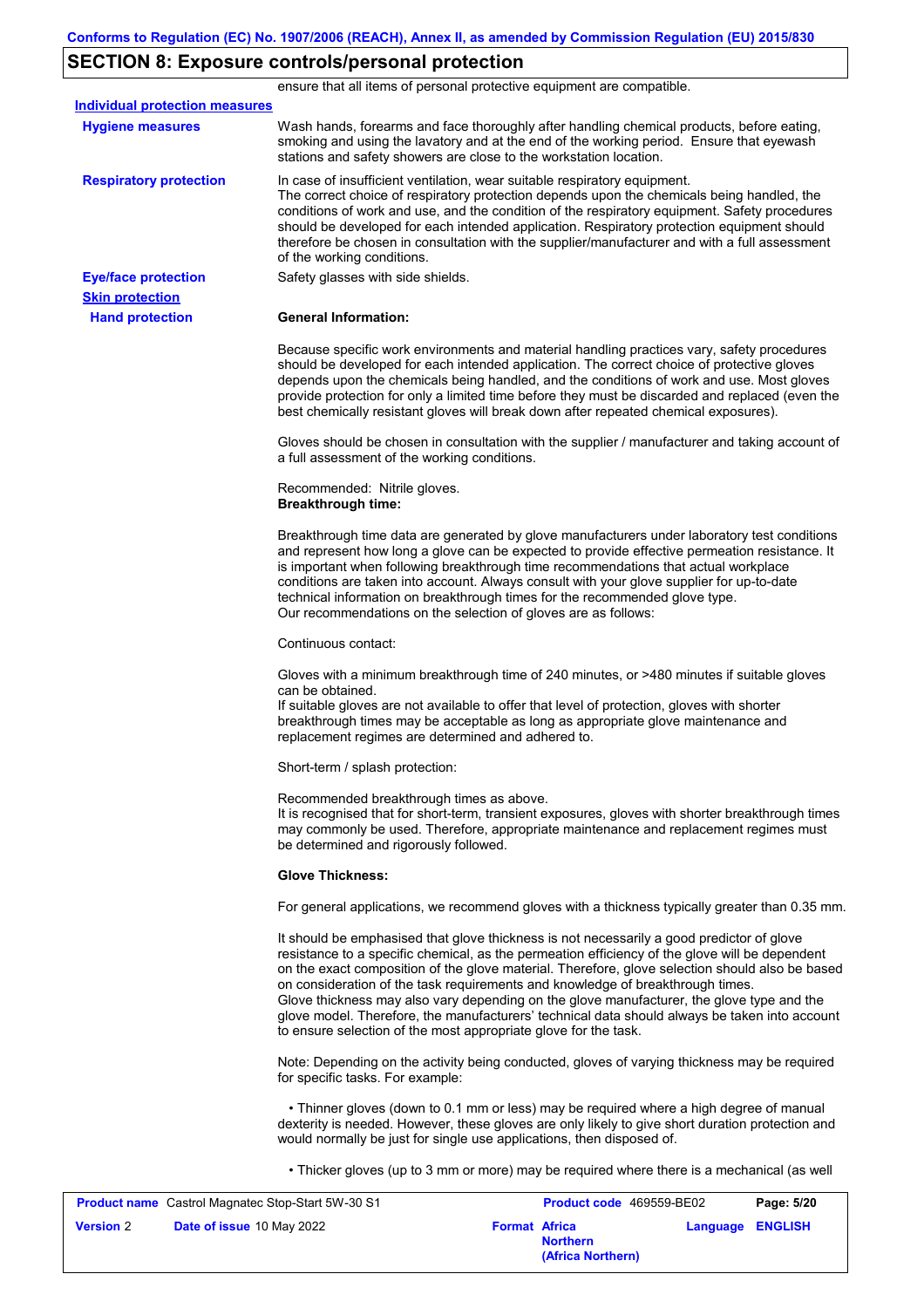## SECTION 8: Exposure controls/personal protection

ensure that all items of personal protective equipment are compatible.

**Individual protection measures**

**Hygiene measures**

Wash hands, forearms and face thoroughly after handling chemical products, before eating, smoking and using the lavatory and at the end of the working period. Ensure that eyewash stations and safety showers are close to the workstation location.

**Respiratory protection**

In case of insufficient ventilation, wear suitable respiratory equipment.
The correct choice of respiratory protection depends upon the chemicals being handled, the conditions of work and use, and the condition of the respiratory equipment. Safety procedures should be developed for each intended application. Respiratory protection equipment should therefore be chosen in consultation with the supplier/manufacturer and with a full assessment of the working conditions.

**Eye/face protection**

Safety glasses with side shields.

**Skin protection**

**Hand protection**

**General Information:**

Because specific work environments and material handling practices vary, safety procedures should be developed for each intended application. The correct choice of protective gloves depends upon the chemicals being handled, and the conditions of work and use. Most gloves provide protection for only a limited time before they must be discarded and replaced (even the best chemically resistant gloves will break down after repeated chemical exposures).

Gloves should be chosen in consultation with the supplier / manufacturer and taking account of a full assessment of the working conditions.

Recommended: Nitrile gloves.
**Breakthrough time:**

Breakthrough time data are generated by glove manufacturers under laboratory test conditions and represent how long a glove can be expected to provide effective permeation resistance. It is important when following breakthrough time recommendations that actual workplace conditions are taken into account. Always consult with your glove supplier for up-to-date technical information on breakthrough times for the recommended glove type.
Our recommendations on the selection of gloves are as follows:

Continuous contact:

Gloves with a minimum breakthrough time of 240 minutes, or >480 minutes if suitable gloves can be obtained.
If suitable gloves are not available to offer that level of protection, gloves with shorter breakthrough times may be acceptable as long as appropriate glove maintenance and replacement regimes are determined and adhered to.

Short-term / splash protection:

Recommended breakthrough times as above.
It is recognised that for short-term, transient exposures, gloves with shorter breakthrough times may commonly be used. Therefore, appropriate maintenance and replacement regimes must be determined and rigorously followed.

**Glove Thickness:**

For general applications, we recommend gloves with a thickness typically greater than 0.35 mm.

It should be emphasised that glove thickness is not necessarily a good predictor of glove resistance to a specific chemical, as the permeation efficiency of the glove will be dependent on the exact composition of the glove material. Therefore, glove selection should also be based on consideration of the task requirements and knowledge of breakthrough times.
Glove thickness may also vary depending on the glove manufacturer, the glove type and the glove model. Therefore, the manufacturers' technical data should always be taken into account to ensure selection of the most appropriate glove for the task.

Note: Depending on the activity being conducted, gloves of varying thickness may be required for specific tasks. For example:

- Thinner gloves (down to 0.1 mm or less) may be required where a high degree of manual dexterity is needed. However, these gloves are only likely to give short duration protection and would normally be just for single use applications, then disposed of.

- Thicker gloves (up to 3 mm or more) may be required where there is a mechanical (as well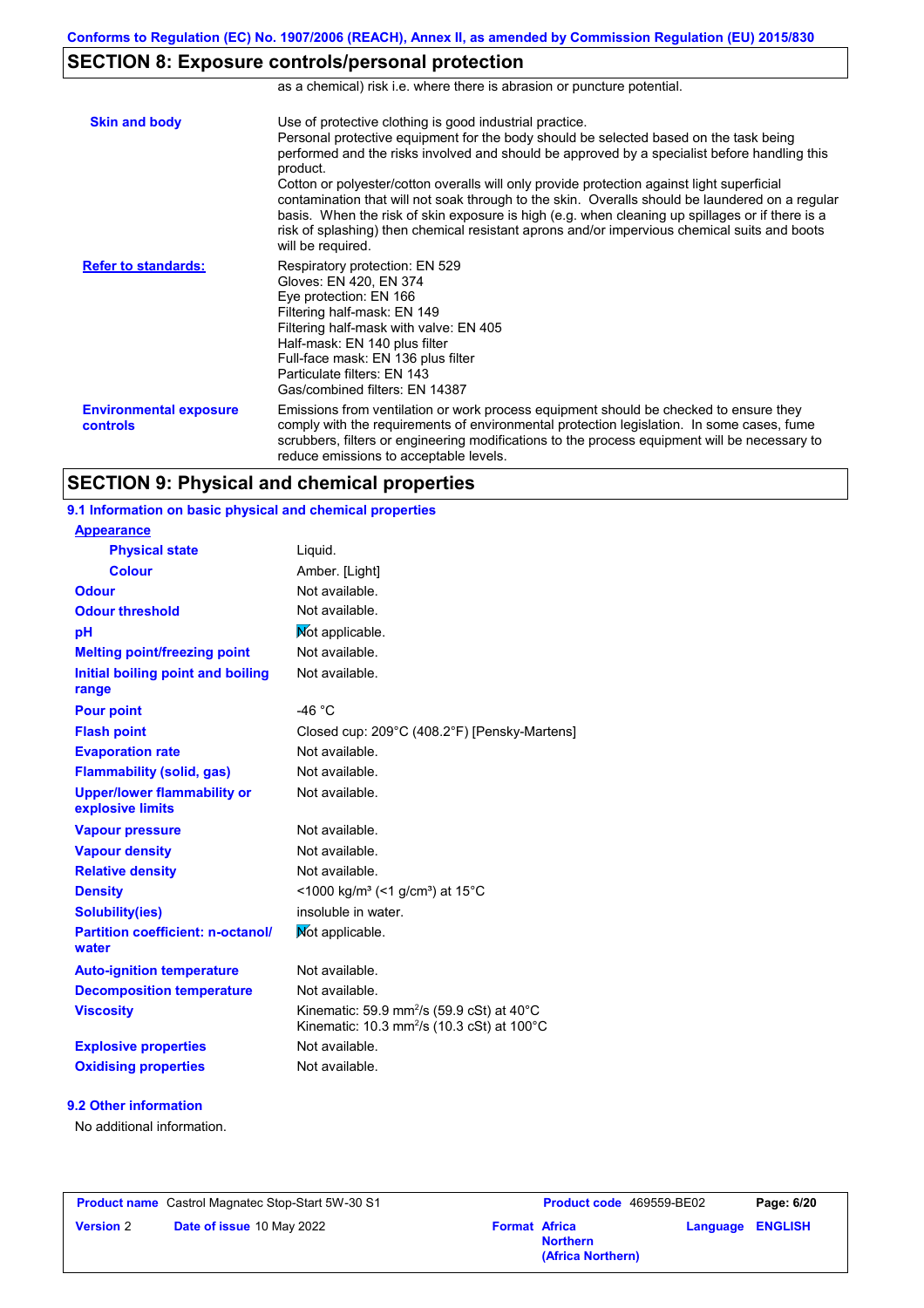Conforms to Regulation (EC) No. 1907/2006 (REACH), Annex II, as amended by Commission Regulation (EU) 2015/830

## SECTION 8: Exposure controls/personal protection

as a chemical) risk i.e. where there is abrasion or puncture potential.

| | |
|---|---|
| **Skin and body** | Use of protective clothing is good industrial practice. Personal protective equipment for the body should be selected based on the task being performed and the risks involved and should be approved by a specialist before handling this product. Cotton or polyester/cotton overalls will only provide protection against light superficial contamination that will not soak through to the skin. Overalls should be laundered on a regular basis. When the risk of skin exposure is high (e.g. when cleaning up spillages or if there is a risk of splashing) then chemical resistant aprons and/or impervious chemical suits and boots will be required. |
| **Refer to standards:** | Respiratory protection: EN 529<br>Gloves: EN 420, EN 374<br>Eye protection: EN 166<br>Filtering half-mask: EN 149<br>Filtering half-mask with valve: EN 405<br>Half-mask: EN 140 plus filter<br>Full-face mask: EN 136 plus filter<br>Particulate filters: EN 143<br>Gas/combined filters: EN 14387 |
| **Environmental exposure controls** | Emissions from ventilation or work process equipment should be checked to ensure they comply with the requirements of environmental protection legislation. In some cases, fume scrubbers, filters or engineering modifications to the process equipment will be necessary to reduce emissions to acceptable levels. |

## SECTION 9: Physical and chemical properties

### 9.1 Information on basic physical and chemical properties

| | |
|---|---|
| **Appearance** | |
| **Physical state** | Liquid. |
| **Colour** | Amber. [Light] |
| **Odour** | Not available. |
| **Odour threshold** | Not available. |
| **pH** | Not applicable. |
| **Melting point/freezing point** | Not available. |
| **Initial boiling point and boiling range** | Not available. |
| **Pour point** | -46 °C |
| **Flash point** | Closed cup: 209°C (408.2°F) [Pensky-Martens] |
| **Evaporation rate** | Not available. |
| **Flammability (solid, gas)** | Not available. |
| **Upper/lower flammability or explosive limits** | Not available. |
| **Vapour pressure** | Not available. |
| **Vapour density** | Not available. |
| **Relative density** | Not available. |
| **Density** | <1000 kg/m³ (<1 g/cm³) at 15°C |
| **Solubility(ies)** | insoluble in water. |
| **Partition coefficient: n-octanol/water** | Not applicable. |
| **Auto-ignition temperature** | Not available. |
| **Decomposition temperature** | Not available. |
| **Viscosity** | Kinematic: 59.9 $mm^2/s$ (59.9 cSt) at 40°C<br>Kinematic: 10.3 $mm^2/s$ (10.3 cSt) at 100°C |
| **Explosive properties** | Not available. |
| **Oxidising properties** | Not available. |

### 9.2 Other information

No additional information.

| | | | |
|---|---|---|---|
| **Product name** Castrol Magnatec Stop-Start 5W-30 S1 | | **Product code** 469559-BE02 | |
| **Version** 2 | **Date of issue** 10 May 2022 | **Format** Africa Northern (Africa Northern) | **Language** ENGLISH |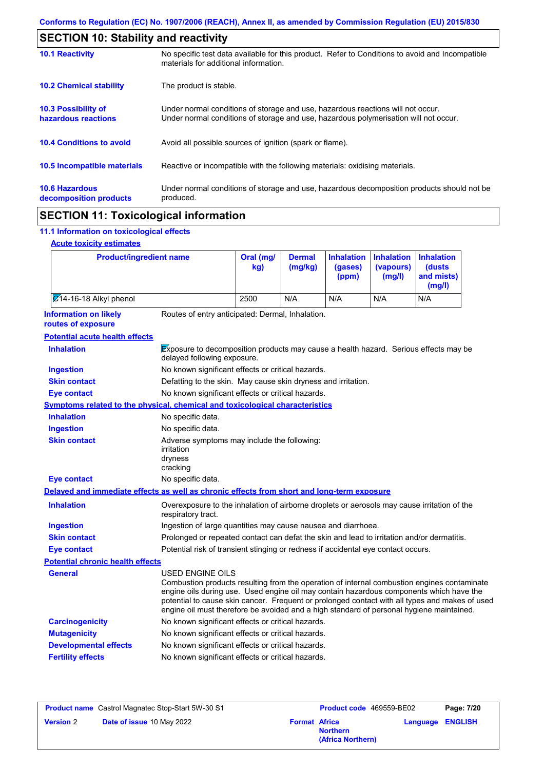Conforms to Regulation (EC) No. 1907/2006 (REACH), Annex II, as amended by Commission Regulation (EU) 2015/830

## SECTION 10: Stability and reactivity

**10.1 Reactivity**
No specific test data available for this product. Refer to Conditions to avoid and Incompatible materials for additional information.

**10.2 Chemical stability**
The product is stable.

**10.3 Possibility of hazardous reactions**
Under normal conditions of storage and use, hazardous reactions will not occur.
Under normal conditions of storage and use, hazardous polymerisation will not occur.

**10.4 Conditions to avoid**
Avoid all possible sources of ignition (spark or flame).

**10.5 Incompatible materials**
Reactive or incompatible with the following materials: oxidising materials.

**10.6 Hazardous decomposition products**
Under normal conditions of storage and use, hazardous decomposition products should not be produced.

## SECTION 11: Toxicological information

### 11.1 Information on toxicological effects

**Acute toxicity estimates**

| Product/ingredient name | Oral (mg/kg) | Dermal (mg/kg) | Inhalation (gases) (ppm) | Inhalation (vapours) (mg/l) | Inhalation (dusts and mists) (mg/l) |
|---|---|---|---|---|---|
| C14-16-18 Alkyl phenol | 2500 | N/A | N/A | N/A | N/A |

**Information on likely routes of exposure**
Routes of entry anticipated: Dermal, Inhalation.

**Potential acute health effects**

**Inhalation**: Exposure to decomposition products may cause a health hazard. Serious effects may be delayed following exposure.
**Ingestion**: No known significant effects or critical hazards.
**Skin contact**: Defatting to the skin. May cause skin dryness and irritation.
**Eye contact**: No known significant effects or critical hazards.

**Symptoms related to the physical, chemical and toxicological characteristics**

**Inhalation**: No specific data.
**Ingestion**: No specific data.
**Skin contact**: Adverse symptoms may include the following:
irritation
dryness
cracking
**Eye contact**: No specific data.

**Delayed and immediate effects as well as chronic effects from short and long-term exposure**

**Inhalation**: Overexposure to the inhalation of airborne droplets or aerosols may cause irritation of the respiratory tract.
**Ingestion**: Ingestion of large quantities may cause nausea and diarrhoea.
**Skin contact**: Prolonged or repeated contact can defat the skin and lead to irritation and/or dermatitis.
**Eye contact**: Potential risk of transient stinging or redness if accidental eye contact occurs.

**Potential chronic health effects**

**General**: USED ENGINE OILS
Combustion products resulting from the operation of internal combustion engines contaminate engine oils during use. Used engine oil may contain hazardous components which have the potential to cause skin cancer. Frequent or prolonged contact with all types and makes of used engine oil must therefore be avoided and a high standard of personal hygiene maintained.
**Carcinogenicity**: No known significant effects or critical hazards.
**Mutagenicity**: No known significant effects or critical hazards.
**Developmental effects**: No known significant effects or critical hazards.
**Fertility effects**: No known significant effects or critical hazards.

| Product name | Castrol Magnatec Stop-Start 5W-30 S1 | Product code | 469559-BE02 | Page: 7/20 |
|---|---|---|---|---|
| Version 2 | Date of issue 10 May 2022 | Format | Africa Northern (Africa Northern) | Language ENGLISH |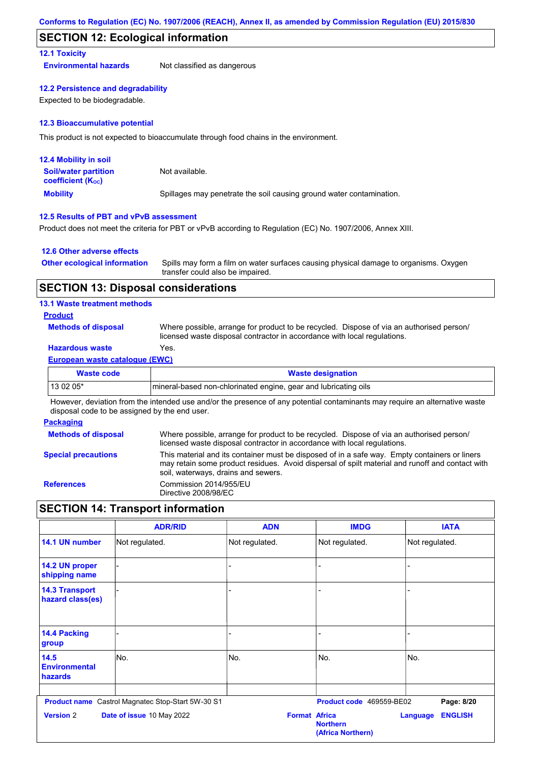## SECTION 12: Ecological information

### 12.1 Toxicity

**Environmental hazards**: Not classified as dangerous

### 12.2 Persistence and degradability

Expected to be biodegradable.

### 12.3 Bioaccumulative potential

This product is not expected to bioaccumulate through food chains in the environment.

### 12.4 Mobility in soil

**Soil/water partition coefficient ($K_{OC}$)**: Not available.

**Mobility**: Spillages may penetrate the soil causing ground water contamination.

### 12.5 Results of PBT and vPvB assessment

Product does not meet the criteria for PBT or vPvB according to Regulation (EC) No. 1907/2006, Annex XIII.

### 12.6 Other adverse effects

**Other ecological information**: Spills may form a film on water surfaces causing physical damage to organisms. Oxygen transfer could also be impaired.

## SECTION 13: Disposal considerations

### 13.1 Waste treatment methods

**Product**

**Methods of disposal**: Where possible, arrange for product to be recycled. Dispose of via an authorised person/ licensed waste disposal contractor in accordance with local regulations.

**Hazardous waste**: Yes.

**European waste catalogue (EWC)**

| Waste code | Waste designation |
|---|---|
| 13 02 05* | mineral-based non-chlorinated engine, gear and lubricating oils |

However, deviation from the intended use and/or the presence of any potential contaminants may require an alternative waste disposal code to be assigned by the end user.

**Packaging**

**Methods of disposal**: Where possible, arrange for product to be recycled. Dispose of via an authorised person/ licensed waste disposal contractor in accordance with local regulations.

**Special precautions**: This material and its container must be disposed of in a safe way. Empty containers or liners may retain some product residues. Avoid dispersal of spilt material and runoff and contact with soil, waterways, drains and sewers.

**References**: Commission 2014/955/EU
Directive 2008/98/EC

## SECTION 14: Transport information

| | ADR/RID | ADN | IMDG | IATA |
|---|---|---|---|---|
| 14.1 UN number | Not regulated. | Not regulated. | Not regulated. | Not regulated. |
| 14.2 UN proper shipping name | - | - | - | - |
| 14.3 Transport hazard class(es) | - | - | - | - |
| 14.4 Packing group | - | - | - | - |
| 14.5 Environmental hazards | No. | No. | No. | No. |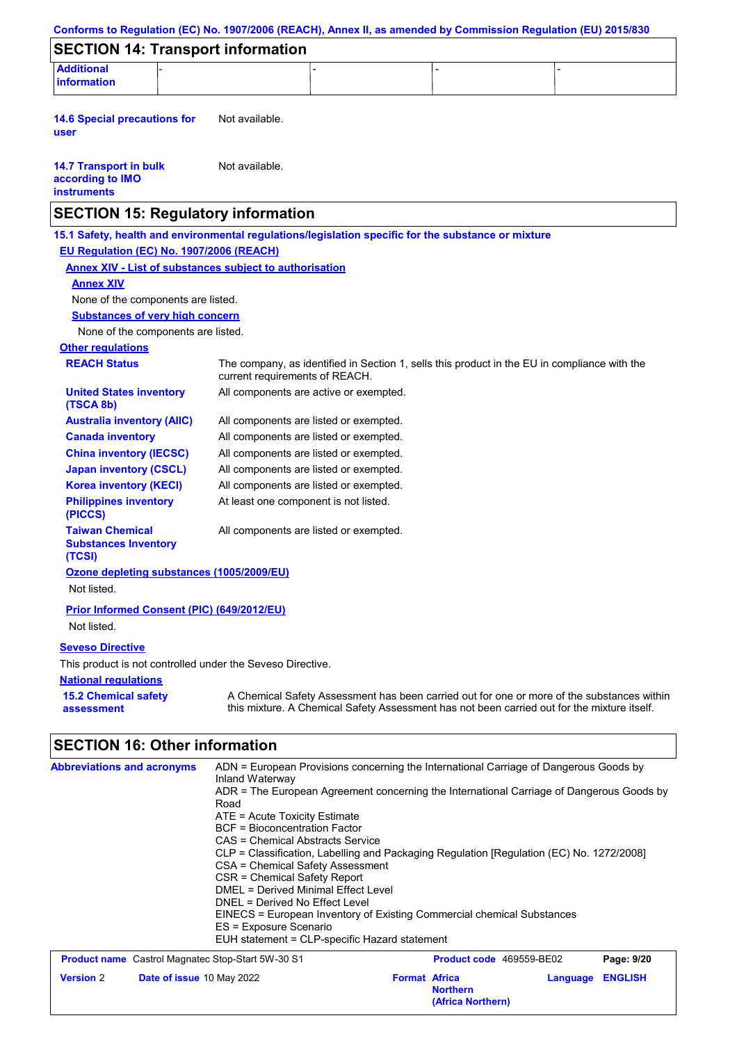## SECTION 14: Transport information

| Additional information | - | - | - | - |
|---|---|---|---|---|

**14.6 Special precautions for user** Not available.

**14.7 Transport in bulk according to IMO instruments** Not available.

## SECTION 15: Regulatory information

**15.1 Safety, health and environmental regulations/legislation specific for the substance or mixture**

**EU Regulation (EC) No. 1907/2006 (REACH)**

**Annex XIV - List of substances subject to authorisation**

**Annex XIV**

None of the components are listed.

**Substances of very high concern**

None of the components are listed.

**Other regulations**

| | |
|---|---|
| **REACH Status** | The company, as identified in Section 1, sells this product in the EU in compliance with the current requirements of REACH. |
| **United States inventory (TSCA 8b)** | All components are active or exempted. |
| **Australia inventory (AIIC)** | All components are listed or exempted. |
| **Canada inventory** | All components are listed or exempted. |
| **China inventory (IECSC)** | All components are listed or exempted. |
| **Japan inventory (CSCL)** | All components are listed or exempted. |
| **Korea inventory (KECI)** | All components are listed or exempted. |
| **Philippines inventory (PICCS)** | At least one component is not listed. |
| **Taiwan Chemical Substances Inventory (TCSI)** | All components are listed or exempted. |

**Ozone depleting substances (1005/2009/EU)**

Not listed.

**Prior Informed Consent (PIC) (649/2012/EU)**

Not listed.

**Seveso Directive**

This product is not controlled under the Seveso Directive.

**National regulations**

**15.2 Chemical safety assessment** A Chemical Safety Assessment has been carried out for one or more of the substances within this mixture. A Chemical Safety Assessment has not been carried out for the mixture itself.

## SECTION 16: Other information

**Abbreviations and acronyms**

ADN = European Provisions concerning the International Carriage of Dangerous Goods by Inland Waterway
ADR = The European Agreement concerning the International Carriage of Dangerous Goods by Road
ATE = Acute Toxicity Estimate
BCF = Bioconcentration Factor
CAS = Chemical Abstracts Service
CLP = Classification, Labelling and Packaging Regulation [Regulation (EC) No. 1272/2008]
CSA = Chemical Safety Assessment
CSR = Chemical Safety Report
DMEL = Derived Minimal Effect Level
DNEL = Derived No Effect Level
EINECS = European Inventory of Existing Commercial chemical Substances
ES = Exposure Scenario
EUH statement = CLP-specific Hazard statement

| **Product name** Castrol Magnatec Stop-Start 5W-30 S1 | **Product code** 469559-BE02 | **Page: 9/20** |
|---|---|---|
| **Version** 2 **Date of issue** 10 May 2022 | **Format Africa Northern (Africa Northern)** | **Language ENGLISH** |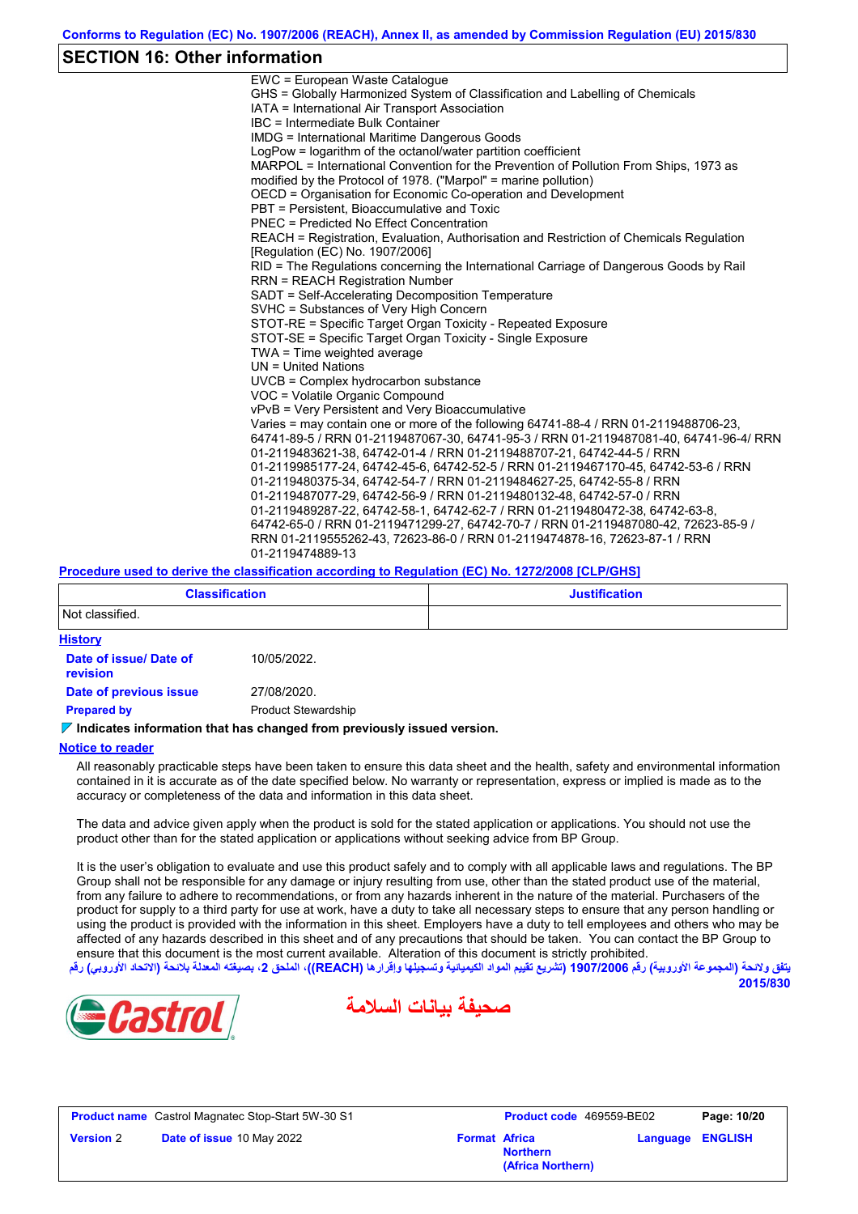## SECTION 16: Other information

EWC = European Waste Catalogue
GHS = Globally Harmonized System of Classification and Labelling of Chemicals
IATA = International Air Transport Association
IBC = Intermediate Bulk Container
IMDG = International Maritime Dangerous Goods
LogPow = logarithm of the octanol/water partition coefficient
MARPOL = International Convention for the Prevention of Pollution From Ships, 1973 as modified by the Protocol of 1978. ("Marpol" = marine pollution)
OECD = Organisation for Economic Co-operation and Development
PBT = Persistent, Bioaccumulative and Toxic
PNEC = Predicted No Effect Concentration
REACH = Registration, Evaluation, Authorisation and Restriction of Chemicals Regulation [Regulation (EC) No. 1907/2006]
RID = The Regulations concerning the International Carriage of Dangerous Goods by Rail
RRN = REACH Registration Number
SADT = Self-Accelerating Decomposition Temperature
SVHC = Substances of Very High Concern
STOT-RE = Specific Target Organ Toxicity - Repeated Exposure
STOT-SE = Specific Target Organ Toxicity - Single Exposure
TWA = Time weighted average
UN = United Nations
UVCB = Complex hydrocarbon substance
VOC = Volatile Organic Compound
vPvB = Very Persistent and Very Bioaccumulative
Varies = may contain one or more of the following 64741-88-4 / RRN 01-2119488706-23, 64741-89-5 / RRN 01-2119487067-30, 64741-95-3 / RRN 01-2119487081-40, 64741-96-4/ RRN 01-2119483621-38, 64742-01-4 / RRN 01-2119488707-21, 64742-44-5 / RRN 01-2119985177-24, 64742-45-6, 64742-52-5 / RRN 01-2119467170-45, 64742-53-6 / RRN 01-2119480375-34, 64742-54-7 / RRN 01-2119484627-25, 64742-55-8 / RRN 01-2119487077-29, 64742-56-9 / RRN 01-2119480132-48, 64742-57-0 / RRN 01-2119489287-22, 64742-58-1, 64742-62-7 / RRN 01-2119480472-38, 64742-63-8, 64742-65-0 / RRN 01-2119471299-27, 64742-70-7 / RRN 01-2119487080-42, 72623-85-9 / RRN 01-2119555262-43, 72623-86-0 / RRN 01-2119474878-16, 72623-87-1 / RRN 01-2119474889-13

**Procedure used to derive the classification according to Regulation (EC) No. 1272/2008 [CLP/GHS]**

| Classification | Justification |
|---|---|
| Not classified. | |

**History**

**Date of issue/ Date of revision** 10/05/2022.

**Date of previous issue** 27/08/2020.

**Prepared by** Product Stewardship

**Indicates information that has changed from previously issued version.**

**Notice to reader**

All reasonably practicable steps have been taken to ensure this data sheet and the health, safety and environmental information contained in it is accurate as of the date specified below. No warranty or representation, express or implied is made as to the accuracy or completeness of the data and information in this data sheet.

The data and advice given apply when the product is sold for the stated application or applications. You should not use the product other than for the stated application or applications without seeking advice from BP Group.

It is the user's obligation to evaluate and use this product safely and to comply with all applicable laws and regulations. The BP Group shall not be responsible for any damage or injury resulting from use, other than the stated product use of the material, from any failure to adhere to recommendations, or from any hazards inherent in the nature of the material. Purchasers of the product for supply to a third party for use at work, have a duty to take all necessary steps to ensure that any person handling or using the product is provided with the information in this sheet. Employers have a duty to tell employees and others who may be affected of any hazards described in this sheet and of any precautions that should be taken. You can contact the BP Group to ensure that this document is the most current available. Alteration of this document is strictly prohibited.

يتفق ولائحة (المجموعة الأوروبية) رقم 1907/2006 (تشريع تقييم المواد الكيميائية وتسجيلها وإقرارها (REACH))، الملحق 2، بصيغته المعدلة بلائحة (الاتحاد الأوروبي) رقم 2015/830

صحيفة بيانات السلامة

| Product name | Castrol Magnatec Stop-Start 5W-30 S1 | Product code | 469559-BE02 | Page: 10/20 |
|---|---|---|---|---|
| Version 2 | Date of issue 10 May 2022 | Format Africa Northern (Africa Northern) | Language ENGLISH | |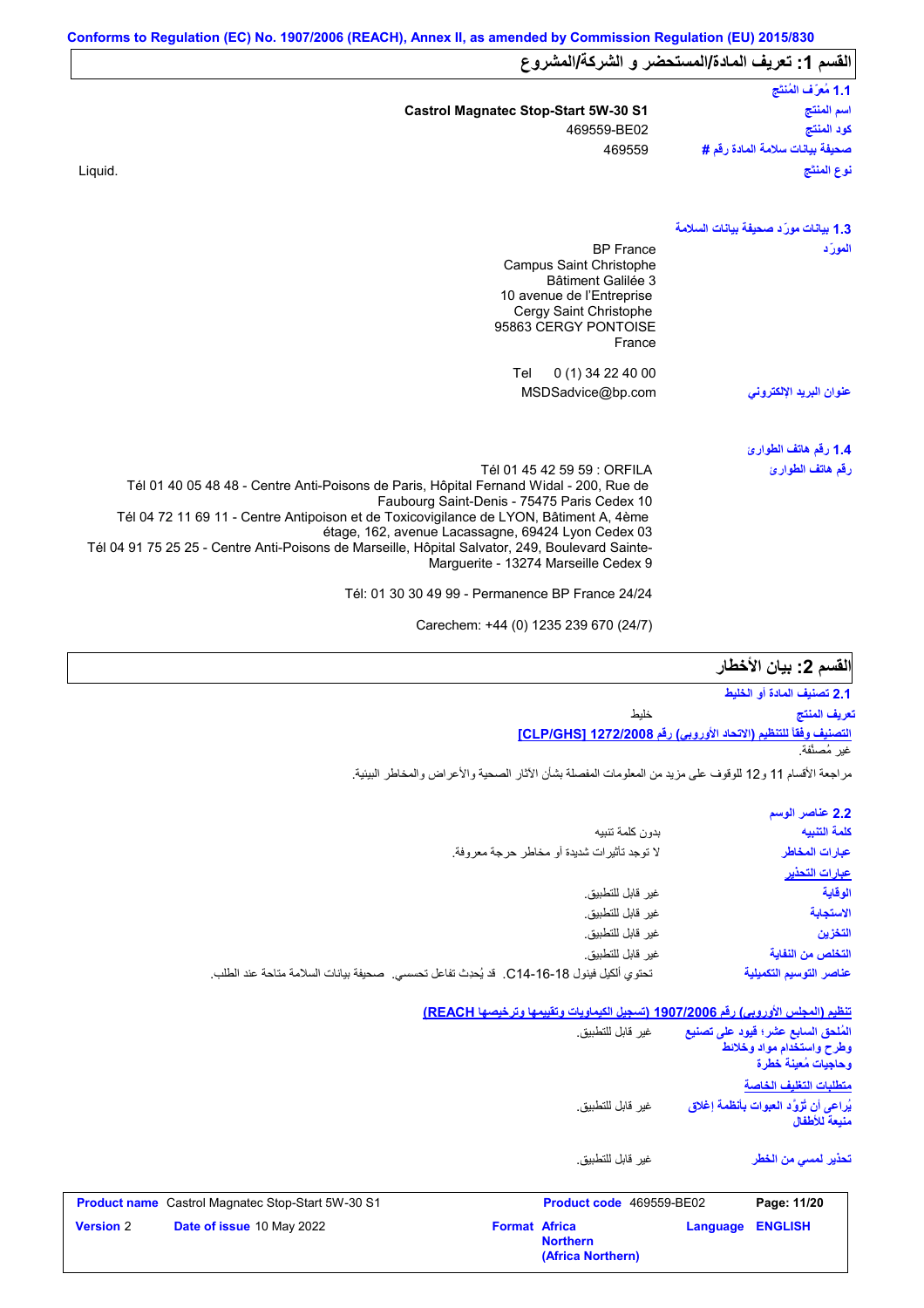**Conforms to Regulation (EC) No. 1907/2006 (REACH), Annex II, as amended by Commission Regulation (EU) 2015/830**

## القسم 1: تعريف المادة/المستحضر و الشركة/المشروع

### 1.1 مُعرِّف المُنتَج

| | |
|---|---|
| اسم المنتج | **Castrol Magnatec Stop-Start 5W-30 S1** |
| كود المنتج | 469559-BE02 |
| صحيفة بيانات سلامة المادة رقم # | 469559 |
| نوع المنتج | Liquid. |

### 1.3 بيانات مورّد صحيفة بيانات السلامة

المورّد

BP France
Campus Saint Christophe
Bâtiment Galilée 3
10 avenue de l'Entreprise
Cergy Saint Christophe
95863 CERGY PONTOISE
France

Tel 0 (1) 34 22 40 00

عنوان البريد الإلكتروني: MSDSadvice@bp.com

### 1.4 رقم هاتف الطوارئ

رقم هاتف الطوارئ

Tél 01 45 42 59 59 : ORFILA
Tél 01 40 05 48 48 - Centre Anti-Poisons de Paris, Hôpital Fernand Widal - 200, Rue de Faubourg Saint-Denis - 75475 Paris Cedex 10
Tél 04 72 11 69 11 - Centre Antipoison et de Toxicovigilance de LYON, Bâtiment A, 4ème étage, 162, avenue Lacassagne, 69424 Lyon Cedex 03
Tél 04 91 75 25 25 - Centre Anti-Poisons de Marseille, Hôpital Salvator, 249, Boulevard Sainte-Marguerite - 13274 Marseille Cedex 9

Tél: 01 30 30 49 99 - Permanence BP France 24/24

Carechem: +44 (0) 1235 239 670 (24/7)

## القسم 2: بيان الأخطار

### 2.1 تصنيف المادة أو الخليط

تعريف المنتج: خليط

**التصنيف وفقاً للتنظيم (الاتحاد الأوروبي) رقم 1272/2008 [CLP/GHS]**

غير مُصنَّفة.

مراجعة الأقسام 11 و12 للوقوف على مزيد من المعلومات المفصلة بشأن الآثار الصحية والأعراض والمخاطر البيئية.

### 2.2 عناصر الوسم

| | |
|---|---|
| كلمة التنبيه | بدون كلمة تنبيه |
| عبارات المخاطر | لا توجد تأثيرات شديدة أو مخاطر حرجة معروفة. |

**عبارات التحذير**

| | |
|---|---|
| الوقاية | غير قابل للتطبيق. |
| الاستجابة | غير قابل للتطبيق. |
| التخزين | غير قابل للتطبيق. |
| التخلص من النفاية | غير قابل للتطبيق. |
| عناصر التوسيم التكميلية | تحتوي الكيل فينول C14-16-18. قد يُحدث تفاعل تحسسي. صحيفة بيانات السلامة متاحة عند الطلب. |

**تنظيم (المجلس الأوروبي) رقم 1907/2006 (تسجيل الكيماويات وتقييمها وترخيصها REACH)**

| | |
|---|---|
| المُلحق السابع عشر؛ قيود على تصنيع وطرح واستخدام مواد وخلائط وحاجيات مُعينة خطرة | غير قابل للتطبيق. |

**متطلبات التغليف الخاصة**

| | |
|---|---|
| يُراعى أن تُزوَّد العبوات بأنظمة إغلاق منيعة للأطفال | غير قابل للتطبيق. |
| تحذير لمسي من الخطر | غير قابل للتطبيق. |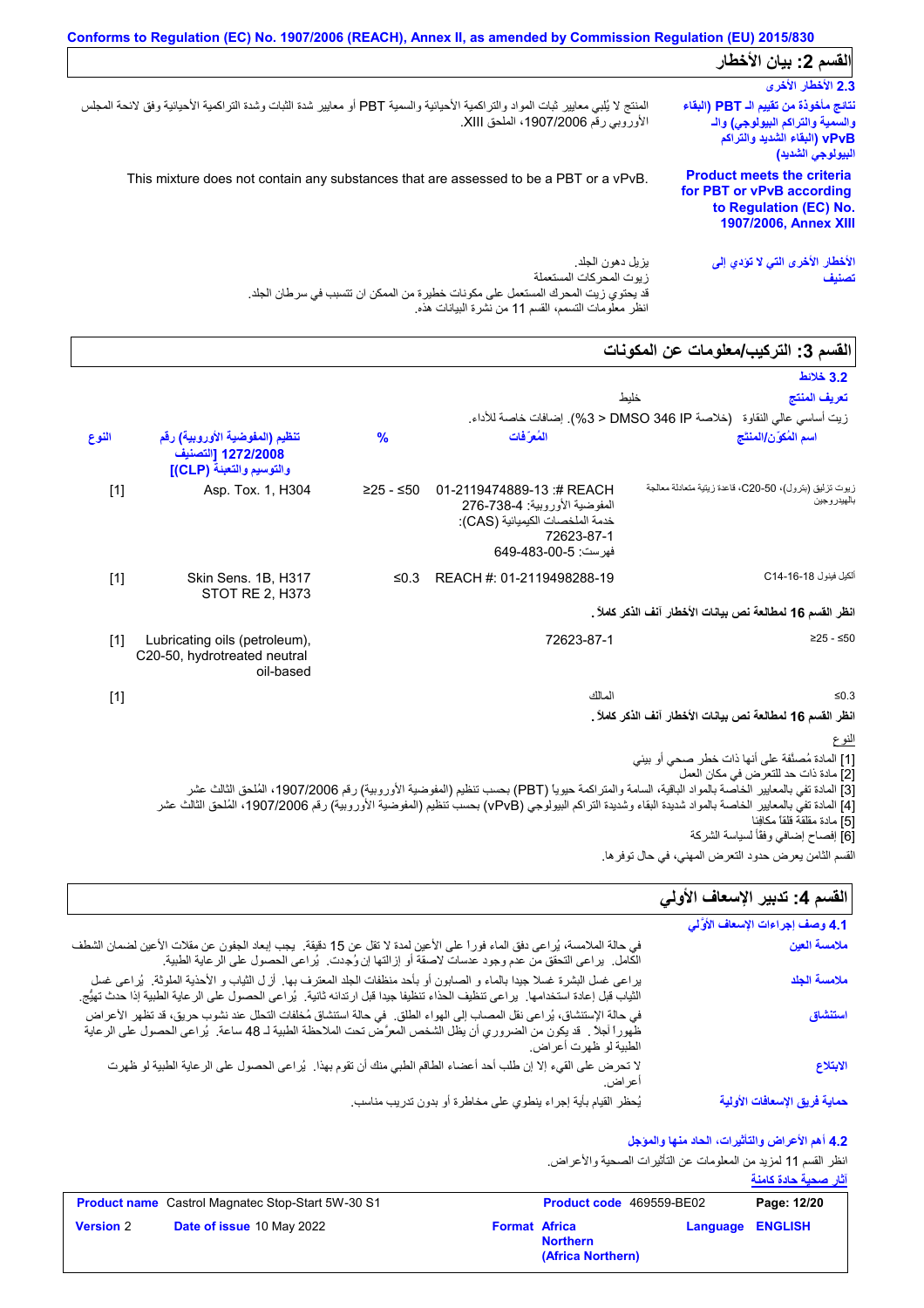## القسم 2: بيان الأخطار

### 2.3 الأخطار الأخرى

**نتائج مأخوذة من تقييم الـ PBT (البقاء والسمية والتراكم البيولوجي) والـ vPvB (البقاء الشديد والتراكم البيولوجي الشديد)**

المنتج لا يُلبي معايير ثبات المواد والتراكمية الأحيائية والسمية PBT أو معايير شدة الثبات وشدة التراكمية الأحيائية وفق لائحة المجلس الأوروبي رقم 1907/2006، الملحق XIII.

**Product meets the criteria for PBT or vPvB according to Regulation (EC) No. 1907/2006, Annex XIII**

This mixture does not contain any substances that are assessed to be a PBT or a vPvB.

**الأخطار الأخرى التي لا تؤدي إلى تصنيف**

يزيل دهون الجلد.
زيوت المحركات المستعملة
قد يحتوي زيت المحرك المستعمل على مكونات خطيرة من الممكن ان تتسبب في سرطان الجلد.
انظر معلومات التسمم، القسم 11 من نشرة البيانات هذه.

## القسم 3: التركيب/معلومات عن المكونات

### 3.2 خلائط

**تعريف المنتج**: خليط

زيت أساسي عالي النقاوة (خلاصة DMSO 346 IP > 3%). إضافات خاصة للأداء.

| اسم المُكوِّن/المنتَج | المُعرِّفات | % | تنظيم (المفوضية الأوروبية) رقم 1272/2008 [التصنيف والتوسيم والتعبئة (CLP)] | النوع |
|---|---|---|---|---|
| زيوت تزليق (بترول)، C20-50، قاعدة زيتية متعادلة معالجة بالهيدروجين | REACH #: 01-2119474889-13 المفوضية الأوروبية: 276-738-4 خدمة الملخصات الكيميائية (CAS): 72623-87-1 فهرست: 649-483-00-5 | ≥25 - ≤50 | Asp. Tox. 1, H304 | [1] |
| ألكيل فينول C14-16-18 | REACH #: 01-2119498288-19 | ≤0.3 | Skin Sens. 1B, H317 STOT RE 2, H373 | [1] |
| انظر القسم 16 لمطالعة نص بيانات الأخطار آنف الذكر كاملاً. | | | | |
| ≥25 - ≤50 | 72623-87-1 | | Lubricating oils (petroleum), C20-50, hydrotreated neutral oil-based | [1] |
| ≤0.3 | المالك | | | [1] |
| انظر القسم 16 لمطالعة نص بيانات الأخطار آنف الذكر كاملاً. | | | | |

النوع

[1] المادة مُصنفة على أنها ذات خطر صحي أو بيئي
[2] مادة ذات حد للتعرض في مكان العمل
[3] المادة تفي بالمعايير الخاصة بالمواد الباقية، السامة والمتراكمة حيوياً (PBT) بحسب تنظيم (المفوضية الأوروبية) رقم 1907/2006، المُلحق الثالث عشر
[4] المادة تفي بالمعايير الخاصة بالمواد شديدة البقاء وشديدة التراكم البيولوجي (vPvB) بحسب تنظيم (المفوضية الأوروبية) رقم 1907/2006، المُلحق الثالث عشر
[5] مادة مقلقة قلقاً مكافئا
[6] إفصاح إضافي وفقاً لسياسة الشركة

القسم الثامن يعرض حدود التعرض المهني، في حال توفرها.

## القسم 4: تدبير الإسعاف الأولي

### 4.1 وصف إجراءات الإسعاف الأوّلي

**ملامسة العين**: في حالة الملامسة، يُراعى دفق الماء فورا على الأعين لمدة لا تقل عن 15 دقيقة. يجب إبعاد الجفون عن مقلات الأعين لضمان الشطف الكامل. يراعى التحقق من عدم وجود عدسات لاصقة أو إزالتها إن وُجدت. يُراعى الحصول على الرعاية الطبية.

**ملامسة الجلد**: يراعى غسل البشرة غسلا جيدا بالماء و الصابون أو بأحد منظفات الجلد المعترف بها. أزل الثياب و الأحذية الملوثة. يُراعى غسل الثياب قبل إعادة استخدامها. يراعى تنظيف الحذاء تنظيفا جيدا قبل ارتدائه ثانية. يُراعى الحصول على الرعاية الطبية إذا حدث تهيُّج.

**استنشاق**: في حالة الإستنشاق، يُراعى نقل المصاب إلى الهواء الطلق. في حالة استنشاق مُخلفات التحلل عند نشوب حريق، قد تظهر الأعراض ظهورا آجلاً. قد يكون من الضروري أن يظل الشخص المعرَّض تحت الملاحظة الطبية لـ 48 ساعة. يُراعى الحصول على الرعاية الطبية لو ظهرت أعراض.

**الابتلاع**: لا تحرض على القيء إلا إن طلب أحد أعضاء الطاقم الطبي منك أن تقوم بهذا. يُراعى الحصول على الرعاية الطبية لو ظهرت أعراض.

**حماية فريق الإسعافات الأولية**: يُحظر القيام بأية إجراء ينطوي على مخاطرة أو بدون تدريب مناسب.

### 4.2 أهم الأعراض والتأثيرات، الحاد منها والمؤجل

انظر القسم 11 لمزيد من المعلومات عن التأثيرات الصحية والأعراض.

آثار صحية حادة كامنة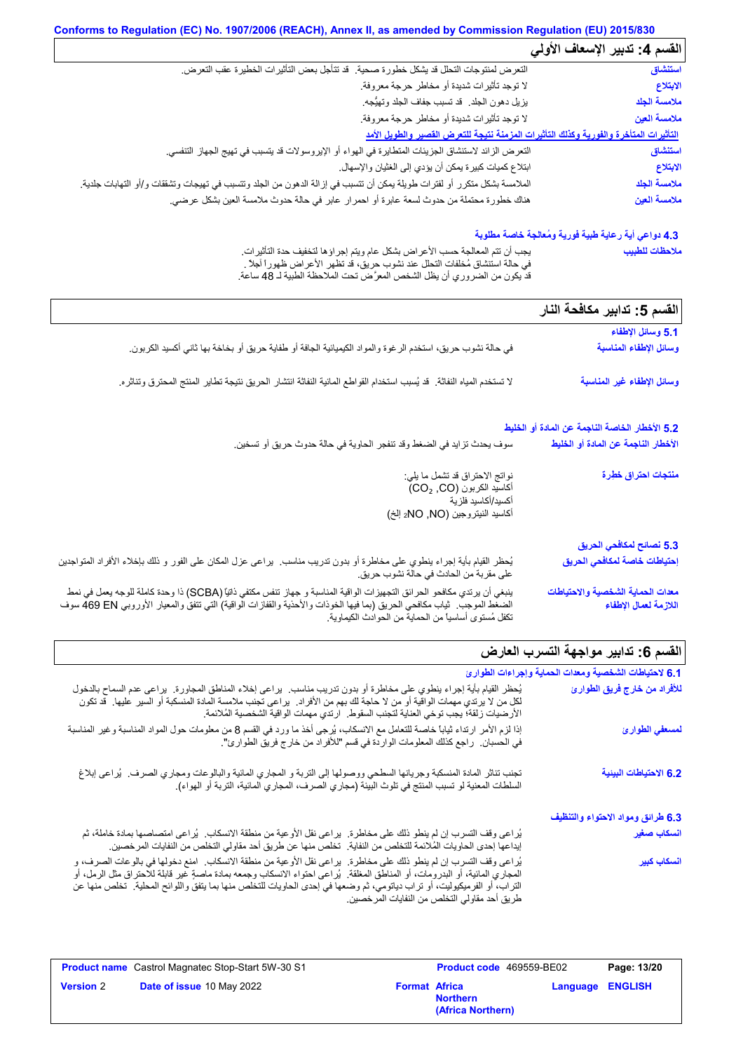Conforms to Regulation (EC) No. 1907/2006 (REACH), Annex II, as amended by Commission Regulation (EU) 2015/830

## القسم 4: تدبير الإسعاف الأولي

| | |
|---|---|
| **استنشاق** | التعرض لمنتوجات التحلل قد يشكل خطورة صحية. قد تتأجل بعض التأثيرات الخطيرة عقب التعرض. |
| **الابتلاع** | لا توجد تأثيرات شديدة أو مخاطر حرجة معروفة. |
| **ملامسة الجلد** | يزيل دهون الجلد. قد تسبب جفاف الجلد وتهيُّجه. |
| **ملامسة العين** | لا توجد تأثيرات شديدة أو مخاطر حرجة معروفة. |

**التأثيرات المتأخرة والفورية وكذلك التأثيرات المزمنة نتيجة للتعرض القصير والطويل الأمد**

| | |
|---|---|
| **استنشاق** | التعرض الزائد لاستنشاق الجزيئات المتطايرة في الهواء أو الإيروسولات قد يتسبب في تهيج الجهاز التنفسي. |
| **الابتلاع** | ابتلاع كميات كبيرة يمكن أن يؤدي إلى الغثيان والإسهال. |
| **ملامسة الجلد** | الملامسة بشكل متكرر أو لفترات طويلة يمكن أن تتسبب في إزالة الدهون من الجلد وتتسبب في تهيجات وتشققات و/أو التهابات جلدية. |
| **ملامسة العين** | هناك خطورة محتملة من حدوث لسعة عابرة أو احمرار عابر في حالة حدوث ملامسة العين بشكل عرضي. |

### 4.3 دواعي أية رعاية طبية فورية ومُعالجة خاصة مطلوبة

| | |
|---|---|
| **ملاحظات للطبيب** | يجب أن تتم المعالجة حسب الأعراض بشكل عام ويتم إجراؤها لتخفيف حدة التأثيرات. في حالة استنشاق مُخلفات التحلل عند نشوب حريق، قد تظهر الأعراض ظهوراً آجلاً . قد يكون من الضروري أن يظل الشخص المعرَّض تحت الملاحظة الطبية لـ 48 ساعة. |

## القسم 5: تدابير مكافحة النار

### 5.1 وسائل الإطفاء

| | |
|---|---|
| **وسائل الإطفاء المناسبة** | في حالة نشوب حريق، استخدم الرغوة والمواد الكيميائية الجافة أو طفاية حريق أو بخاخة بها ثاني أكسيد الكربون. |
| **وسائل الإطفاء غير المناسبة** | لا تستخدم المياه النفاثة. قد يُسبب استخدام القواطع المائية النفاثة انتشار الحريق نتيجة تطاير المنتج المحترق وتناثره. |

### 5.2 الأخطار الخاصة الناجمة عن المادة أو الخليط

| | |
|---|---|
| **الأخطار الناجمة عن المادة أو الخليط** | سوف يحدث تزايد في الضغط وقد تنفجر الحاوية في حالة حدوث حريق أو تسخين. |
| **منتجات احتراق خطرة** | نواتج الاحتراق قد تشمل ما يلي: أكاسيد الكربون ($CO_2$ ,$CO$) أكسيد/أكاسيد فلزية أكاسيد النيتروجين ($NO$ ,$NO_2$ إلخ) |

### 5.3 نصائح لمكافحي الحريق

| | |
|---|---|
| **إحتياطات خاصة لمكافحي الحريق** | يُحظر القيام بأية إجراء ينطوي على مخاطرة أو بدون تدريب مناسب. يراعى عزل المكان على الفور و ذلك بإخلاء الأفراد المتواجدين على مقربة من الحادث في حالة نشوب حريق. |
| **معدات الحماية الشخصية والاحتياطات اللازمة لعمل الإطفاء** | ينبغي أن يرتدي مكافحو الحرائق التجهيزات الواقية المناسبة و جهاز تنفس مكتفي ذاتيًا (SCBA) ذا وحدة كاملة للوجه يعمل في نمط الضغط الموجب. ثياب مكافحي الحريق (بما فيها الخوذات والأحذية والقفازات الواقية) التي تتفق والمعيار الأوروبي EN 469 سوف تكفل مُستوى أساسياً من الحماية من الحوادث الكيماوية. |

## القسم 6: تدابير مواجهة التسرب العارض

### 6.1 لاحتياطات الشخصية ومعدات الحماية وإجراءات الطوارئ

| | |
|---|---|
| **للأفراد من خارج فريق الطوارئ** | يُحظر القيام بأية إجراء ينطوي على مخاطرة أو بدون تدريب مناسب. يراعى إخلاء المناطق المجاورة. يراعى عدم السماح بالدخول لكل من لا يرتدي مهمات الوقاية أو من لا حاجة لك بهم من الأفراد. يراعى تجنب ملامسة المادة المنسكبة أو السير عليها. قد تكون الأرضيات زلقة؛ يجب توخي العناية لتجنب السقوط. ارتدي مهمات الوقاية الشخصية المُلائمة. |
| **لمسعفي الطوارئ** | إذا لزم الأمر ارتداء ثياباً خاصة للتعامل مع الانسكاب، يُرجى أخذ ما ورد في القسم 8 من معلومات حول المواد المناسبة وغير المناسبة في الحسبان. راجع كذلك المعلومات الواردة في قسم "للأفراد من خارج فريق الطوارئ". |
| **6.2 الاحتياطات البيئية** | تجنب تناثر المادة المنسكبة وجريانها السطحي ووصولها إلى التربة و المجاري المائية والبالوعات ومجاري الصرف. يُراعى إبلاغ السلطات المعنية لو تسبب المنتج في تلوث البيئة (مجاري الصرف، المجاري المائية، التربة أو الهواء). |

### 6.3 طرائق ومواد الاحتواء والتنظيف

| | |
|---|---|
| **انسكاب صغير** | يُراعى وقف التسرب إن لم ينطو ذلك على مخاطرة. يراعى نقل الأوعية من منطقة الانسكاب. يُراعى امتصاصها بمادة خاملة، ثم إيداعها إحدى الحاويات المُلائمة للتخلص من النفاية. تخلص منها عن طريق أحد مقاولي التخلص من النفايات المرخصين. |
| **انسكاب كبير** | يُراعى وقف التسرب إن لم ينطو ذلك على مخاطرة. يراعى نقل الأوعية من منطقة الانسكاب. امنع دخولها في بالوعات الصرف، و المجاري المائية، أو البدرومات، أو المناطق المغلقة. يُراعى احتواء الانسكاب وجمعه بمادة ماصة غير قابلة للاحتراق مثل الرمل، أو التراب، أو الفرميكيوليت، أو تراب دياتومي، ثم وضعها في إحدى الحاويات للتخلص منها بما يتفق واللوائح المحلية. تخلص منها عن طريق أحد مقاولي التخلص من النفايات المرخصين. |

| | | | |
|---|---|---|---|
| **Product name** Castrol Magnatec Stop-Start 5W-30 S1 | | **Product code** 469559-BE02 | **Page:** 13/20 |
| **Version** 2 | **Date of issue** 10 May 2022 | **Format** Africa Northern (Africa Northern) | **Language** ENGLISH |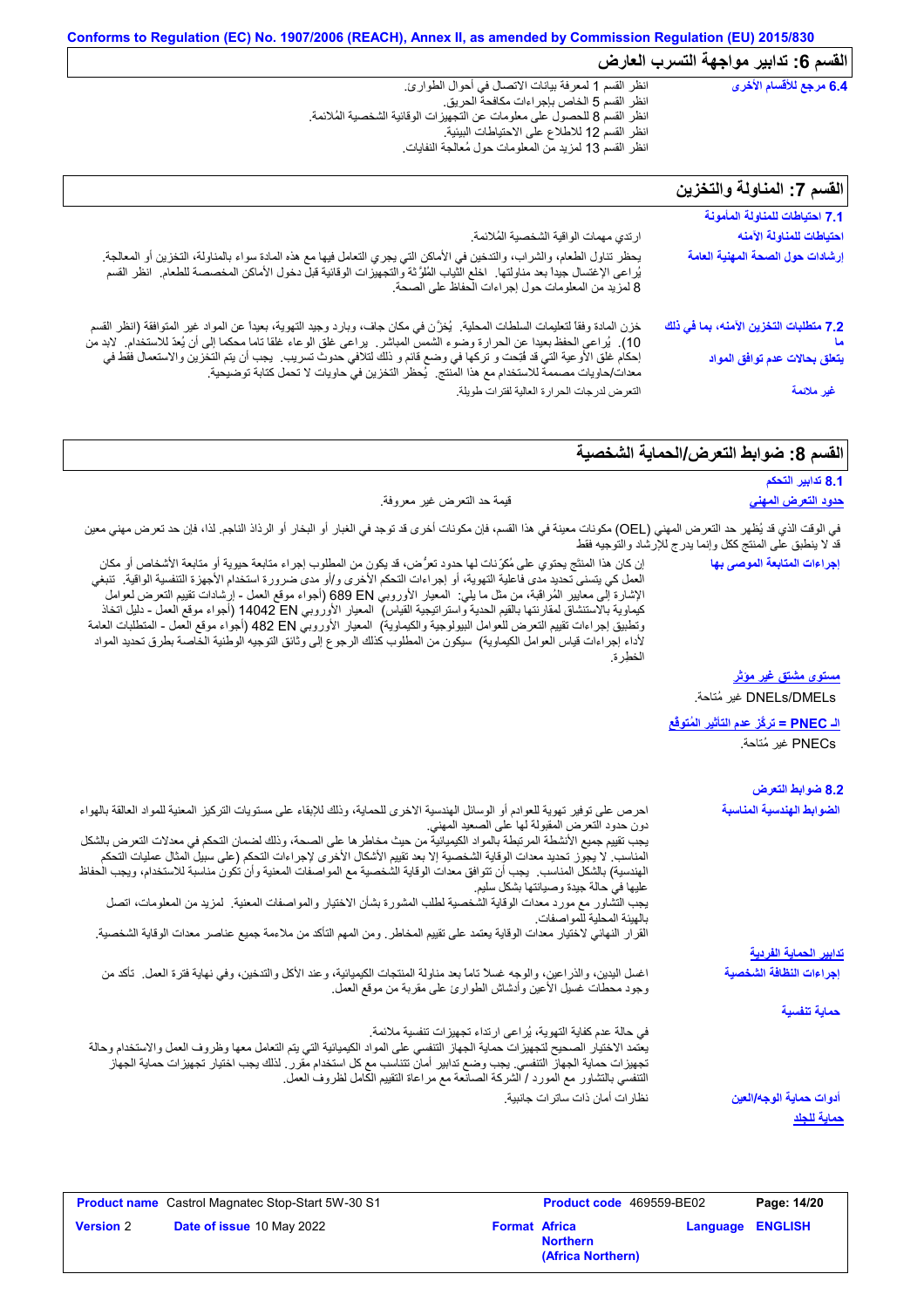Conforms to Regulation (EC) No. 1907/2006 (REACH), Annex II, as amended by Commission Regulation (EU) 2015/830

## القسم 6: تدابير مواجهة التسرب العارض

**6.4 مرجع للأقسام الأخرى**

انظر القسم 1 لمعرفة بيانات الاتصال في أحوال الطوارئ.
انظر القسم 5 الخاص بإجراءات مكافحة الحريق.
انظر القسم 8 للحصول على معلومات عن التجهيزات الوقائية الشخصية المُلائمة.
انظر القسم 12 للاطلاع على الاحتياطات البيئية.
انظر القسم 13 لمزيد من المعلومات حول مُعالجة النفايات.

## القسم 7: المناولة والتخزين

**7.1 احتياطات للمناولة المأمونة**

**احتياطات للمناولة الآمنه**
ارتدي مهمات الواقية الشخصية المُلائمة.

**إرشادات حول الصحة المهنية العامة**
يحظر تناول الطعام، والشراب، والتدخين في الأماكن التي يجري التعامل فيها مع هذه المادة سواء بالمناولة، التخزين أو المعالجة. يُراعى الإغتسال جيداً بعد مناولتها. اخلع الثّياب المُلوّثة والتجهيزات الوقائية قبل دخول الأماكن المخصصة للطعام. انظر القسم 8 لمزيد من المعلومات حول إجراءات الحفاظ على الصحة.

**7.2 متطلبات التخزين الآمنه، بما في ذلك ما يتعلق بحالات عدم توافق المواد**
خزن المادة وفقاً لتعليمات السلطات المحلية. يُخزّن في مكان جاف، وبارد وجيد التهوية، بعيداً عن المواد غير المتوافقة (انظر القسم 10). يُراعى الحفظ بعيدا عن الحرارة وضوء الشمس المباشر. يراعى غلق الوعاء غلقا تاما محكما إلى أن يُعدّ للاستخدام. لابد من إحكام غلق الأوعية التي قد فُتِحت و تركها في وضع قائم و ذلك لتلافي حدوث تسريب. يجب أن يتم التخزين والاستعمال فقط في معدات/حاويات مصممة للاستخدام مع هذا المنتج. يُحظر التخزين في حاويات لا تحمل كتابة توضيحية.

**غير ملائمة**
التعرض لدرجات الحرارة العالية لفترات طويلة.

## القسم 8: ضوابط التعرض/الحماية الشخصية

**8.1 تدابير التحكم**

**حدود التعرض المهني**
قيمة حد التعرض غير معروفة.

في الوقت الذي قد يُظهر حد التعرض المهني (OEL) مكونات معينة في هذا القسم، فإن مكونات أخرى قد توجد في الغبار أو البخار أو الرذاذ الناجم. لذا، فإن حد تعرض مهني معين قد لا ينطبق على المنتج ككل وإنما يدرج للإرشاد والتوجيه فقط

**إجراءات المتابعة الموصى بها**
إن كان هذا المنتَج يحتوي على مُكوّنات لها حدود تعرُّض، قد يكون من المطلوب إجراء متابعة حيوية أو متابعة الأشخاص أو مكان العمل كي يتسنى تحديد مدى فاعلية التهوية، أو إجراءات التحكم الأخرى و/أو مدى ضرورة استخدام الأجهزة التنفسية الواقية. تنبغي الإشارة إلى معايير المُراقبة، من مثل ما يلي: المعيار الأوروبي EN 689 (أجواء موقع العمل - إرشادات تقييم التعرض لعوامل كيماوية بالاستنشاق لمقارنتها بالقيم الحدية واستراتيجية القياس) المعيار الأوروبي EN 14042 (أجواء موقع العمل - دليل اتخاذ وتطبيق إجراءات تقييم التعرض للعوامل البيولوجية والكيماوية) المعيار الأوروبي EN 482 (أجواء موقع العمل - المتطلبات العامة لأداء إجراءات قياس العوامل الكيماوية) سيكون من المطلوب كذلك الرجوع إلى وثائق التوجيه الوطنية الخاصة بطرق تحديد المواد الخطرة.

**مستوى مشتق غير مؤثر**
DNELs/DMELs غير مُتاحة.

**الـ PNEC = تركّز عدم التأثير المُتوقّع**
PNECs غير مُتاحة.

**8.2 ضوابط التعرض**

**الضوابط الهندسية المناسبة**
احرص على توفير تهوية للعوادم أو الوسائل الهندسية الاخرى للحماية، وذلك للإبقاء على مستويات التركيز المعنية للمواد العالقة بالهواء دون حدود التعرض المقبولة لها على الصعيد المهني.
يجب تقييم جميع الأنشطة المرتبطة بالمواد الكيميائية من حيث مخاطرها على الصحة، وذلك لضمان التحكم في معدلات التعرض بالشكل المناسب. لا يجوز تحديد معدات الوقاية الشخصية إلا بعد تقييم الأشكال الأخرى لإجراءات التحكم (على سبيل المثال عمليات التحكم الهندسية) بالشكل المناسب. يجب أن تتوافق معدات الوقاية الشخصية مع المواصفات المعنية وأن تكون مناسبة للاستخدام، ويجب الحفاظ عليها في حالة جيدة وصيانتها بشكل سليم.
يجب التشاور مع مورد معدات الوقاية الشخصية لطلب المشورة بشأن الاختيار والمواصفات المعنية. لمزيد من المعلومات، اتصل بالهيئة المحلية للمواصفات.
القرار النهائي لاختيار معدات الوقاية يعتمد على تقييم المخاطر. ومن المهم التأكد من ملاءمة جميع عناصر معدات الوقاية الشخصية.

**تدابير الحماية الفردية**

**إجراءات النظافة الشخصية**
اغسل اليدين، والذراعين، والوجه غسلا تاماً بعد مناولة المنتجات الكيميائية، وعند الأكل والتدخين، وفي نهاية فترة العمل. تأكد من وجود محطات غسيل الأعين وأدشاش الطوارئ على مقربة من موقع العمل.

**حماية تنفسية**
في حالة عدم كفاية التهوية، يُراعى ارتداء تجهيزات تنفسية ملائمة.
يعتمد الاختيار الصحيح لتجهيزات حماية الجهاز التنفسي على المواد الكيميائية التي يتم التعامل معها وظروف العمل والاستخدام وحالة تجهيزات حماية الجهاز التنفسي. يجب وضع تدابير أمان تتناسب مع كل استخدام مقرر. لذلك يجب اختيار تجهيزات حماية الجهاز التنفسي بالتشاور مع المورد / الشركة الصانعة مع مراعاة التقييم الكامل لظروف العمل.

**أدوات حماية الوجه/العين**
نظارات أمان ذات ساترات جانبية.

**حماية للجلد**

| Product name | Castrol Magnatec Stop-Start 5W-30 S1 | Product code | 469559-BE02 | Page: 14/20 |
|---|---|---|---|---|
| Version 2 | Date of issue 10 May 2022 | Format Africa Northern (Africa Northern) | Language ENGLISH | |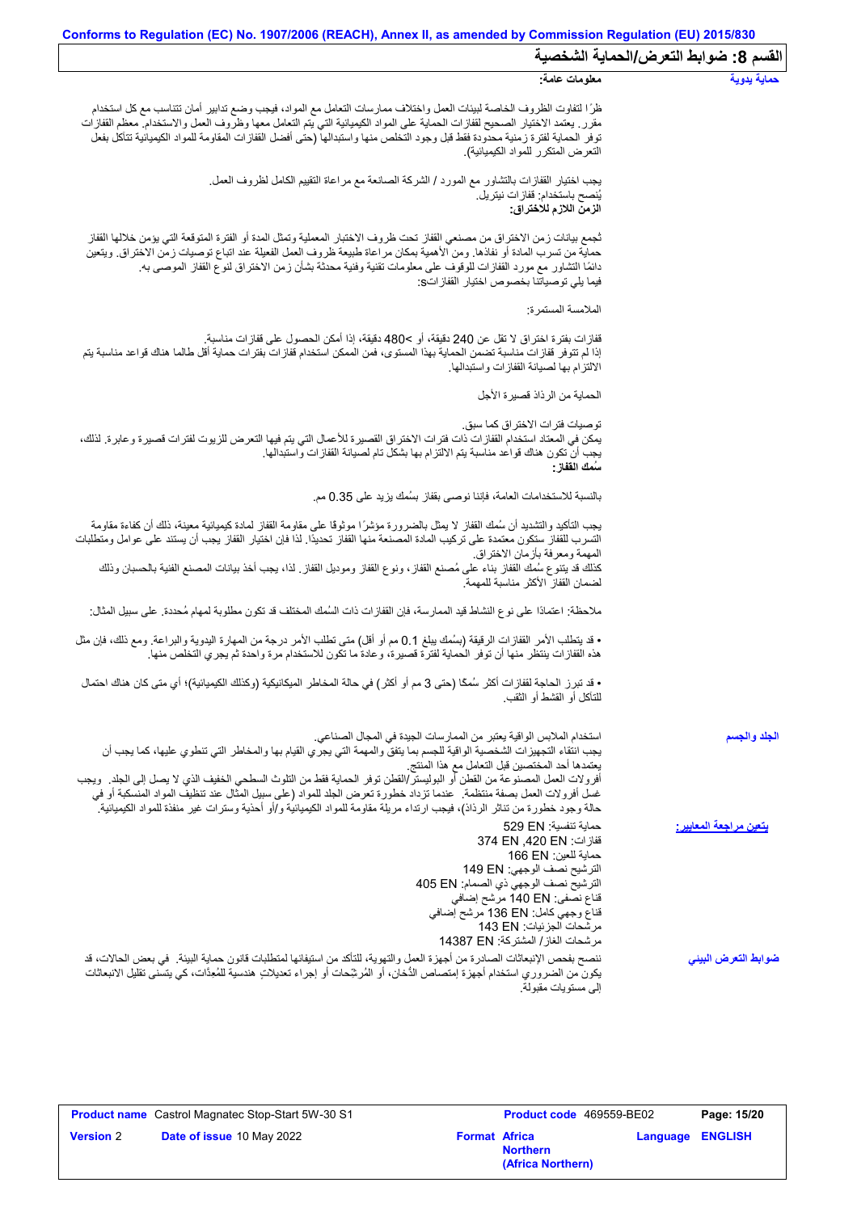## القسم 8: ضوابط التعرض/الحماية الشخصية

**حماية يدوية**

**معلومات عامة:**

ظرًا لتفاوت الظروف الخاصة لبيئات العمل واختلاف ممارسات التعامل مع المواد، فيجب وضع تدابير أمان تتناسب مع كل استخدام مقرر. يعتمد الاختيار الصحيح لقفازات الحماية على المواد الكيميائية التي يتم التعامل معها وظروف العمل والاستخدام. معظم القفازات توفر الحماية لفترة زمنية محدودة فقط قبل وجود التخلص منها واستبدالها (حتى أفضل القفازات المقاومة للمواد الكيميائية تتآكل بفعل التعرض المتكرر للمواد الكيميائية).

يجب اختيار القفازات بالتشاور مع المورد / الشركة الصانعة مع مراعاة التقييم الكامل لظروف العمل.
يُنصح باستخدام: قفازات نيتريل.
**الزمن اللازم للاختراق:**

تُجمع بيانات زمن الاختراق من مصنعي القفاز تحت ظروف الاختبار المعملية وتمثل المدة أو الفترة المتوقعة التي يؤمن خلالها القفاز حماية من تسرب المادة أو نفاذها. ومن الأهمية بمكان مراعاة طبيعة ظروف العمل الفعيلة عند اتباع توصيات زمن الاختراق. ويتعين دائمًا التشاور مع مورد القفازات للوقوف على معلومات تقنية وفنية محدثة بشأن زمن الاختراق لنوع القفاز الموصى به.
فيما يلي توصياتنا بخصوص اختيار القفازاتs:

الملامسة المستمرة:

قفازات بفترة اختراق لا تقل عن 240 دقيقة، أو >480 دقيقة، إذا أمكن الحصول على قفازات مناسبة.
إذا لم تتوفر قفازات مناسبة تضمن الحماية بهذا المستوى، فمن الممكن استخدام قفازات بفترات حماية أقل طالما هناك قواعد مناسبة يتم الالتزام بها لصيانة القفازات واستبدالها.

الحماية من الرذاذ قصيرة الأجل

توصيات فترات الاختراق كما سبق.
يمكن في المعتاد استخدام القفازات ذات فترات الاختراق القصيرة للأعمال التي يتم فيها التعرض للزيوت لفترات قصيرة وعابرة. لذلك، يجب أن تكون هناك قواعد مناسبة يتم الالتزام بها بشكل تام لصيانة القفازات واستبدالها.
**سُمك القفاز:**

بالنسبة للاستخدامات العامة، فإننا نوصى بقفاز بسُمك يزيد على 0.35 مم.

يجب التأكيد والتشديد أن سُمك القفاز لا يمثل بالضرورة مؤشرًا موثوقا على مقاومة القفاز لمادة كيميائية معينة، ذلك أن كفاءة مقاومة التسرب للقفاز ستكون معتمدة على تركيب المادة المصنعة منها القفاز تحديدًا. لذا فإن اختيار القفاز يجب أن يستند على عوامل ومتطلبات المهمة ومعرفة بأزمان الاختراق.
كذلك قد يتنوع سُمك القفاز بناء على مُصنع القفاز، ونوع القفاز وموديل القفاز. لذا، يجب أخذ بيانات المصنع الفنية بالحسبان وذلك لضمان القفاز الأكثر مناسبة للمهمة.

ملاحظة: اعتمادًا على نوع النشاط قيد الممارسة، فإن القفازات ذات السُمك المختلف قد تكون مطلوبة لمهام مُحددة. على سبيل المثال:

• قد يتطلب الأمر القفازات الرقيقة (بسُمك يبلغ 0.1 مم أو أقل) متى تطلب الأمر درجة من المهارة اليدوية والبراعة. ومع ذلك، فإن مثل هذه القفازات ينتظر منها أن توفر الحماية لفترة قصيرة، وعادة ما تكون للاستخدام مرة واحدة ثم يجري التخلص منها.

• قد تبرز الحاجة لقفازات أكثر سُمكا (حتى 3 مم أو أكثر) في حالة المخاطر الميكانيكية (وكذلك الكيميائية)؛ أي متى كان هناك احتمال للتآكل أو القشط أو الثقب.

**الجلد والجسم**

استخدام الملابس الواقية يعتبر من الممارسات الجيدة في المجال الصناعي.
يجب انتقاء التجهيزات الشخصية الواقية للجسم بما يتفق والمهمة التي يجري القيام بها والمخاطر التي تنطوي عليها، كما يجب أن يعتمدها أحد المختصين قبل التعامل مع هذا المنتج.
أفرولات العمل المصنوعة من القطن أو البوليستر/القطن توفر الحماية فقط من التلوث السطحي الخفيف الذي لا يصل إلى الجلد. ويجب غسل أفرولات العمل بصفة منتظمة. عندما تزداد خطورة تعرض الجلد للمواد (على سبيل المثال عند تنظيف المواد المنسكبة أو في حالة وجود خطورة من تناثر الرذاذ)، فيجب ارتداء مريلة مقاومة للمواد الكيميائية و/أو أحذية وسترات غير منفذة للمواد الكيميائية.

**يتعين مراجعة المعايير:**

حماية تنفسية: EN 529
قفازات: EN 420 ,EN 374
حماية للعين: EN 166
الترشيح نصف الوجهي: EN 149
الترشيح نصف الوجهي ذي الصمام: EN 405
قناع نصفي: EN 140 مرشح إضافي
قناع وجهي كامل: EN 136 مرشح إضافي
مرشحات الجزئيات: EN 143
مرشحات الغاز/ المشتركة: EN 14387

**ضوابط التعرض البيئي**

ننصح بفحص الإنبعاثات الصادرة من أجهزة العمل والتهوية، للتأكد من استيفائها لمتطلبات قانون حماية البيئة. في بعض الحالات، قد يكون من الضروري استخدام أجهزة إمتصاص الدُّخان، أو المُرشِّحات أو إجراء تعديلاتٍ هندسية للمُعِدَّات، كي يتسنى تقليل الانبعاثات إلى مستويات مقبولة.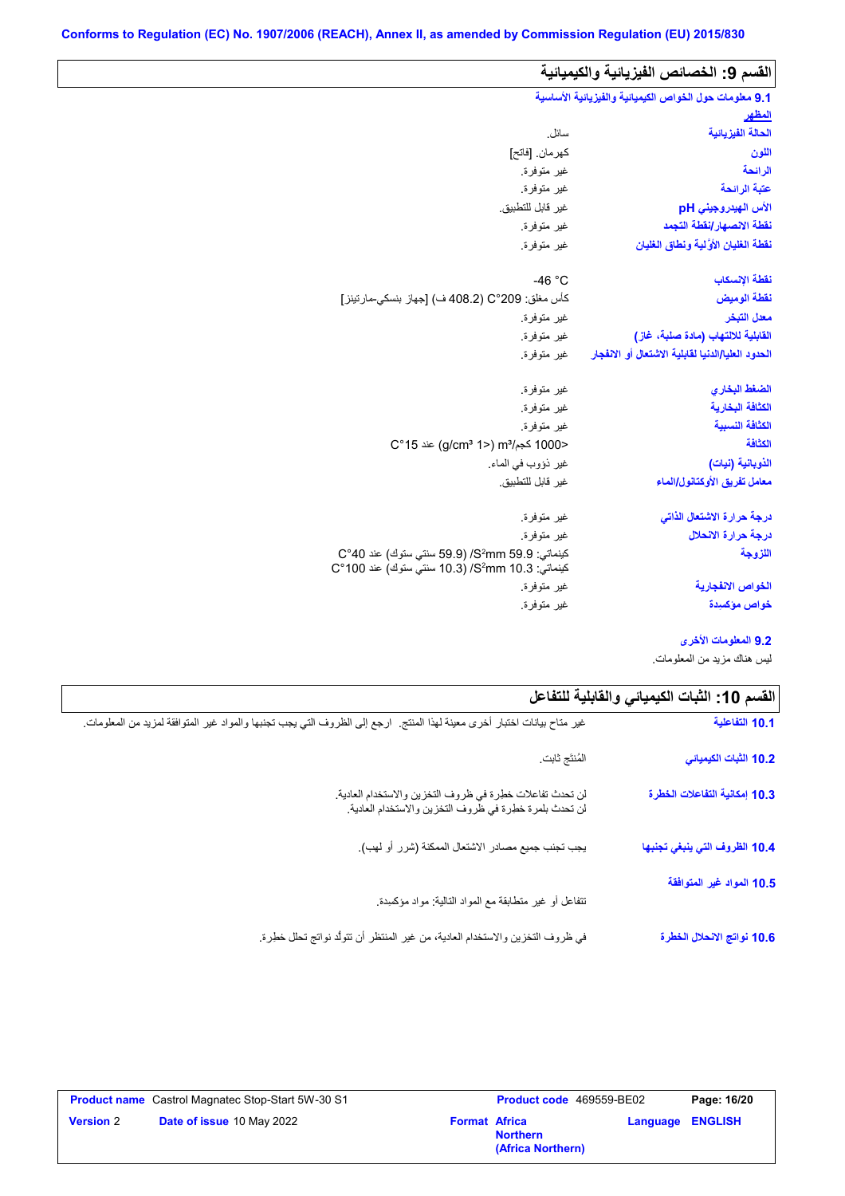Conforms to Regulation (EC) No. 1907/2006 (REACH), Annex II, as amended by Commission Regulation (EU) 2015/830

## القسم 9: الخصائص الفيزيائية والكيميائية

**9.1 معلومات حول الخواص الكيميائية والفيزيائية الأساسية**

**المظهر**

| | |
|---|---|
| **الحالة الفيزيائية** | سائل. |
| **اللون** | كهرمان. [فاتح] |
| **الرائحة** | غير متوفرة. |
| **عتبة الرائحة** | غير متوفرة. |
| **الأس الهيدروجيني pH** | غير قابل للتطبيق. |
| **نقطة الانصهار/نقطة التجمد** | غير متوفرة. |
| **نقطة الغليان الأوّلية ونطاق الغليان** | غير متوفرة. |
| **نقطة الإنسكاب** | -46 °C |
| **نقطة الوميض** | كأس مغلق: 209°C (408.2 ف) [جهاز بنسكي-مارتينز] |
| **معدل التبخر** | غير متوفرة. |
| **القابلية للالتهاب (مادة صلبة، غاز)** | غير متوفرة. |
| **الحدود العليا/الدنيا لقابلية الاشتعال أو الانفجار** | غير متوفرة. |
| **الضغط البخاري** | غير متوفرة. |
| **الكثافة البخارية** | غير متوفرة. |
| **الكثافة النسبية** | غير متوفرة. |
| **الكثافة** | <1000 كجم/m³ (<1 g/cm³) عند 15°C |
| **الذوبانية (نيات)** | غير ذؤوب في الماء. |
| **معامل تفريق الأوكتانول/الماء** | غير قابل للتطبيق. |
| **درجة حرارة الاشتعال الذاتي** | غير متوفرة. |
| **درجة حرارة الانحلال** | غير متوفرة. |
| **اللزوجة** | كينماتي: 59.9 mm²/S (59.9 سنتي ستوك) عند 40°C<br>كينماتي: 10.3 mm²/S (10.3 سنتي ستوك) عند 100°C |
| **الخواص الانفجارية** | غير متوفرة. |
| **خواص مؤكسدة** | غير متوفرة. |

**9.2 المعلومات الأخرى**

ليس هناك مزيد من المعلومات.

## القسم 10: الثبات الكيميائي والقابلية للتفاعل

| | |
|---|---|
| **10.1 التفاعلية** | غير متاح بيانات اختبار أخرى معينة لهذا المنتج. ارجع إلى الظروف التي يجب تجنبها والمواد غير المتوافقة لمزيد من المعلومات. |
| **10.2 الثبات الكيميائي** | المُنتَج ثابت. |
| **10.3 إمكانية التفاعلات الخطرة** | لن تحدث تفاعلات خطرة في ظروف التخزين والاستخدام العادية.<br>لن تحدث بلمرة خطرة في ظروف التخزين والاستخدام العادية. |
| **10.4 الظروف التي ينبغي تجنبها** | يجب تجنب جميع مصادر الاشتعال الممكنة (شرر أو لهب). |
| **10.5 المواد غير المتوافقة** | تتفاعل أو غير متطابقة مع المواد التالية: مواد مؤكسدة. |
| **10.6 نواتج الانحلال الخطرة** | في ظروف التخزين والاستخدام العادية، من غير المنتظر أن تتولّد نواتج تحلل خطرة. |

| | | | |
|---|---|---|---|
| **Product name** Castrol Magnatec Stop-Start 5W-30 S1 | | **Product code** 469559-BE02 | **Page:** 16/20 |
| **Version** 2 | **Date of issue** 10 May 2022 | **Format** Africa Northern (Africa Northern) | **Language** ENGLISH |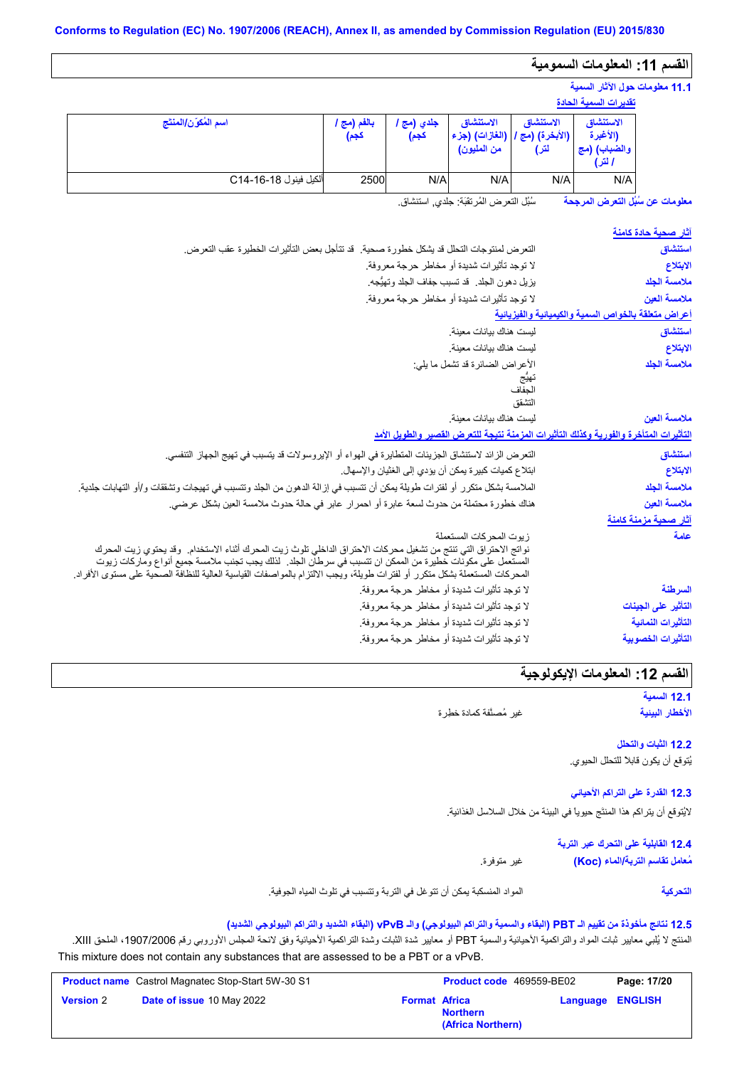## القسم 11: المعلومات السمومية

### 11.1 معلومات حول الآثار السمية

**تقديرات السمية الحادة**

| اسم المُكوّن/المنتج | بالفم (مج / كجم) | جلدي (مج / كجم) | الاستنشاق (الغازات) (جزء من المليون) | الاستنشاق (الأبخرة) (مج / لتر) | الاستنشاق (الأغبرة) والضباب) (مج / لتر) |
|---|---|---|---|---|---|
| ألكيل فينول C14-16-18 | 2500 | N/A | N/A | N/A | N/A |

**معلومات عن سُبُل التعرض المرجحة** سُبُل التعرض المُرتقبَة: جلدي, استنشاق.

**آثار صحية حادة كامنة**

**استنشاق** التعرض لمنتوجات التحلل قد يشكل خطورة صحية. قد تتأجل بعض التأثيرات الخطيرة عقب التعرض.

**الابتلاع** لا توجد تأثيرات شديدة أو مخاطر حرجة معروفة.

**ملامسة الجلد** يزيل دهون الجلد. قد تسبب جفاف الجلد وتهيُّجه.

**ملامسة العين** لا توجد تأثيرات شديدة أو مخاطر حرجة معروفة.

**أعراض متعلقة بالخواص السمية والكيميائية والفيزيائية**

**استنشاق** ليست هناك بيانات معينة.

**الابتلاع** ليست هناك بيانات معينة.

**ملامسة الجلد** الأعراض الضائرة قد تشمل ما يلي:
تهيُّج
الجفاف
التشقق

**ملامسة العين** ليست هناك بيانات معينة.

**التأثيرات المتأخرة والفورية وكذلك التأثيرات المزمنة نتيجة للتعرض القصير والطويل الأمد**

**استنشاق** التعرض الزائد لاستنشاق الجزيئات المتطايرة في الهواء أو الإيروسولات قد يتسبب في تهيج الجهاز التنفسي.

**الابتلاع** ابتلاع كميات كبيرة يمكن أن يؤدي إلى الغثيان والإسهال.

**ملامسة الجلد** الملامسة بشكل متكرر أو لفترات طويلة يمكن أن تتسبب في إزالة الدهون من الجلد وتتسبب في تهيجات وتشققات و/أو التهابات جلدية.

**ملامسة العين** هناك خطورة محتملة من حدوث لسعة عابرة أو احمرار عابر في حالة حدوث ملامسة العين بشكل عرضي.

**آثار صحية مزمنة كامنة**

**عامة** زيوت المحركات المستعملة
نواتج الاحتراق التي تنتج من تشغيل محركات الاحتراق الداخلي تلوث زيت المحرك أثناء الاستخدام. وقد يحتوي زيت المحرك المستعمل على مكونات خطيرة من الممكن ان تتسبب في سرطان الجلد. لذلك يجب تجنب ملامسة جميع أنواع وماركات زيوت المحركات المستعملة بشكل متكرر أو لفترات طويلة، ويجب الالتزام بالمواصفات القياسية العالية للنظافة الصحية على مستوى الأفراد.

**السرطنة** لا توجد تأثيرات شديدة أو مخاطر حرجة معروفة.

**التأثير على الجينات** لا توجد تأثيرات شديدة أو مخاطر حرجة معروفة.

**التأثيرات النمائية** لا توجد تأثيرات شديدة أو مخاطر حرجة معروفة.

**التأثيرات الخصوبية** لا توجد تأثيرات شديدة أو مخاطر حرجة معروفة.

## القسم 12: المعلومات الإيكولوجية

### 12.1 السمية

**الأخطار البيئية** غير مُصنَّفة كمادة خطرة

### 12.2 الثبات والتحلل

يُتوقع أن يكون قابلا للتحلل الحيوي.

### 12.3 القدرة على التراكم الأحيائي

لايُتوقع أن يتراكم هذا المنتج حيوياً في البيئة من خلال السلاسل الغذائية.

### 12.4 القابلية على التحرك عبر التربة

**مُعامل تقاسم التربة/الماء (Koc)** غير متوفرة.

**التحركية** المواد المنسكبة يمكن أن تتوغل في التربة وتتسبب في تلوث المياه الجوفية.

### 12.5 نتائج مأخوذة من تقييم الـ PBT (البقاء والسمية والتراكم البيولوجي) والـ vPvB (البقاء الشديد والتراكم البيولوجي الشديد)

المنتج لا يُلبي معايير ثبات المواد والتراكمية الأحيائية والسمية PBT أو معايير شدة الثبات وشدة التراكمية الأحيائية وفق لائحة المجلس الأوروبي رقم 1907/2006، الملحق XIII.
This mixture does not contain any substances that are assessed to be a PBT or a vPvB.

| | | | |
|---|---|---|---|
| **Product name** Castrol Magnatec Stop-Start 5W-30 S1 | | **Product code** 469559-BE02 | **Page: 17/20** |
| **Version** 2 | **Date of issue** 10 May 2022 | **Format Africa Northern (Africa Northern)** | **Language ENGLISH** |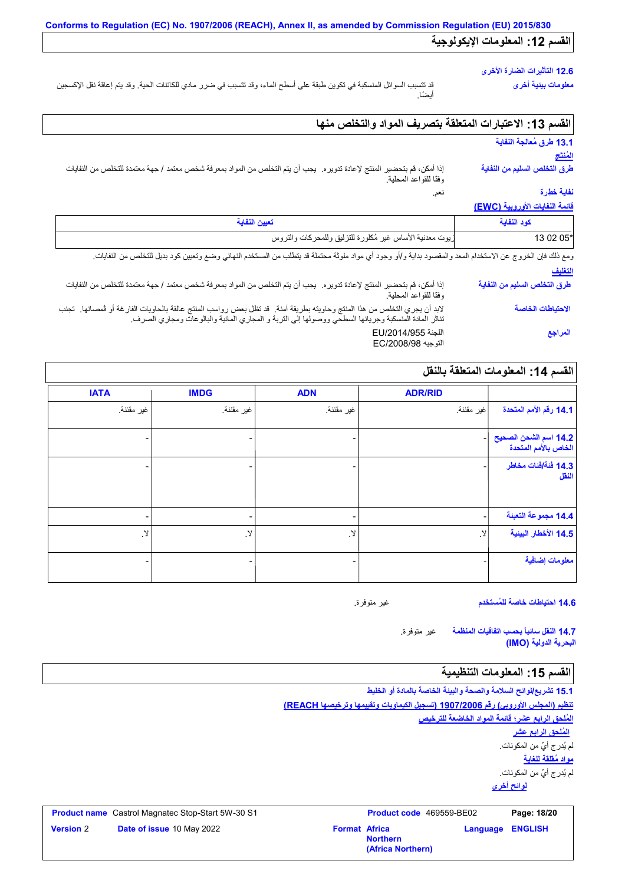Conforms to Regulation (EC) No. 1907/2006 (REACH), Annex II, as amended by Commission Regulation (EU) 2015/830

## القسم 12: المعلومات الإيكولوجية

**12.6 التأثيرات الضارة الأخرى**

**معلومات بيئية أخرى**: قد تتسبب السوائل المنسكبة في تكوين طبقة على أسطح الماء، وقد تتسبب في ضرر مادي للكائنات الحية. وقد يتم إعاقة نقل الإكسجين أيضًا.

## القسم 13: الاعتبارات المتعلقة بتصريف المواد والتخلص منها

**13.1 طرق مُعالجة النفاية**

**المُنتَج**

**طرق التخلص السليم من النفاية**: إذا أمكن، قم بتحضير المنتج لإعادة تدويره. يجب أن يتم التخلص من المواد بمعرفة شخص معتمد / جهة معتمدة للتخلص من النفايات وفقًا للقواعد المحلية.

**نفاية خطرة**: نعم.

**قائمة النفايات الأوروبية (EWC)**

| كود النفاية | تعيين النفاية |
|---|---|
| 13 02 05* | زيوت معدنية الأساس غير مُكلورة للتزليق وللمحركات والتروس |

ومع ذلك فإن الخروج عن الاستخدام المعد والمقصود بداية و/أو وجود أي مواد ملوثة محتملة قد يتطلب من المستخدم النهائي وضع وتعيين كود بديل للتخلص من النفايات.

**التغليف**

**طرق التخلص السليم من النفاية**: إذا أمكن، قم بتحضير المنتج لإعادة تدويره. يجب أن يتم التخلص من المواد بمعرفة شخص معتمد / جهة معتمدة للتخلص من النفايات وفقًا للقواعد المحلية.

**الاحتياطات الخاصة**: لابد أن يجري التخلص من هذا المنتج وحاويته بطريقة آمنة. قد تظل بعض رواسب المنتج عالقة بالحاويات الفارغة أو قُمصانها. تجنب تناثر المادة المنسكبة وجريانها السطحي ووصولها إلى التربة و المجاري المائية والبالوعات ومجاري الصرف.

**المراجع**: اللجنة EU/2014/955
التوجيه EC/2008/98

## القسم 14: المعلومات المتعلقة بالنقل

| | ADR/RID | ADN | IMDG | IATA |
|---|---|---|---|---|
| **14.1 رقم الأمم المتحدة** | غير مقننة. | غير مقننة. | غير مقننة. | غير مقننة. |
| **14.2 اسم الشحن الصحيح الخاص بالأمم المتحدة** | - | - | - | - |
| **14.3 فئة/فئات مخاطر النقل** | - | - | - | - |
| **14.4 مجموعة التعبئة** | - | - | - | - |
| **14.5 الأخطار البيئية** | لا. | لا. | لا. | لا. |
| **معلومات إضافية** | - | - | - | - |

**14.6 احتياطات خاصة للمُستخدم**: غير متوفرة.

**14.7 النقل سائباً بحسب اتفاقيات المنظمة البحرية الدولية (IMO)**: غير متوفرة.

## القسم 15: المعلومات التنظيمية

**15.1 تشريع/لوائح السلامة والصحة والبيئة الخاصة بالمادة أو الخليط**

تنظيم (المجلس الأوروبي) رقم 1907/2006 (تسجيل الكيماويات وتقييمها وترخيصها REACH)

المُلحق الرابع عشر؛ قائمة المواد الخاضعة للترخيص

المُلحق الرابع عشر

لم يُدرج أيٌ من المكونات.

مواد مُقلقة للغاية

لم يُدرج أيٌ من المكونات.

لوائح أخرى

| **Product name** Castrol Magnatec Stop-Start 5W-30 S1 | **Product code** 469559-BE02 | |
|---|---|---|
| **Version** 2 **Date of issue** 10 May 2022 | **Format** Africa Northern (Africa Northern) | **Language** ENGLISH |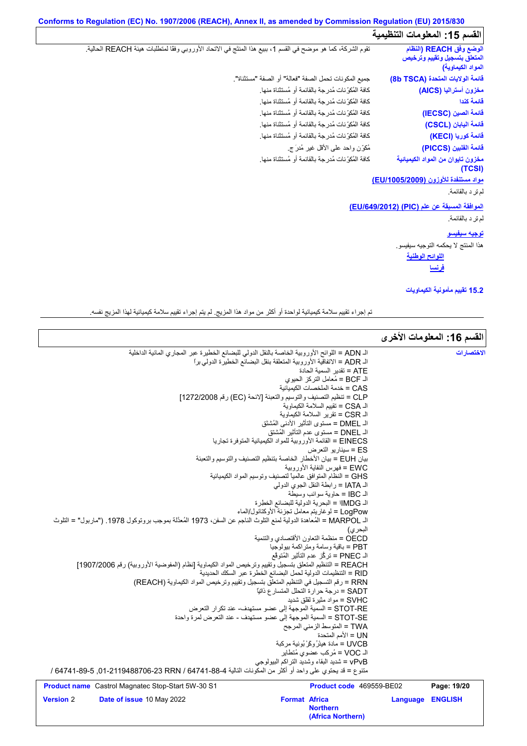## القسم 15: المعلومات التنظيمية

| | |
|---|---|
| **الوضع وفق REACH (النظام المتعلق بتسجيل وتقييم وترخيص المواد الكيماوية)** | تقوم الشركة، كما هو موضح في القسم 1، ببيع هذا المنتَج في الاتحاد الأوروبي وفقا لمتطلبات هيئة REACH الحالية. |
| **قائمة الولايات المتحدة (8b TSCA)** | جميع المكونات تحمل الصفة "فعالة" أو الصفة "مستثناة". |
| **مخزون أستراليا (AICS)** | كافة المُكوّنات مُدرجة بالقائمة أو مُستثناة منها. |
| **قائمة كندا** | كافة المُكوّنات مُدرجة بالقائمة أو مُستثناة منها. |
| **قائمة الصين (IECSC)** | كافة المُكوّنات مُدرجة بالقائمة أو مُستثناة منها. |
| **قائمة اليابان (CSCL)** | كافة المُكوّنات مُدرجة بالقائمة أو مُستثناة منها. |
| **قائمة كوريا (KECI)** | كافة المُكوّنات مُدرجة بالقائمة أو مُستثناة منها. |
| **قائمة الفلبين (PICCS)** | مُكوّن واحد على الأقل غير مُدرَج. |
| **مخزون تايوان من المواد الكيميائية (TCSI)** | كافة المُكوّنات مُدرجة بالقائمة أو مُستثناة منها. |

**مواد مستنفدة للأوزون (EU/1005/2009)**

لم تر د بالقائمة.

**الموافقة المسبقة عن علم (PIC) (EU/649/2012)**

لم تر د بالقائمة.

**توجيه سيفيسو**

هذا المنتج لا يحكمه التوجيه سيفيسو.

**اللوائح الوطنية**

**فرنسا**

**15.2 تقييم مأمونية الكيماويات**

تم إجراء تقييم سلامة كيميائية لواحدة أو أكثر من مواد هذا المزيج. لم يتم إجراء تقييم سلامة كيميائية لهذا المزيج نفسه.

## القسم 16: المعلومات الأخرى

**الاختصارات**

الـ ADN = اللوائح الأوروبية الخاصة بالنقل الدولي للبضائع الخطيرة عبر المجاري المائية الداخلية
الـ ADR = الاتفاقية الأوروبية المتعلقة بنقل البضائع الخطيرة الدولي برا
ATE = تقدير السمية الحادة
الـ BCF = مُعامل التركز الحيوي
CAS = خدمة الملخصات الكيميائية
CLP = تنظيم التصنيف والتوسيم والتعبئة [لائحة (EC) رقم 1272/2008]
الـ CSA = تقييم السلامة الكيماوية
الـ CSR = تقرير السلامة الكيماوية
الـ DMEL = مستوى التأثير الأدنى المُشتق
الـ DNEL = مستوى عدم التأثير المُشتق
EINECS = القائمة الأوروبية للمواد الكيميائية المتوفرة تجاريا
ES = سيناريو التعرض
بيان EUH = بيان الأخطار الخاصة بتنظيم التصنيف والتوسيم والتعبئة
EWC = فهرس النفاية الأوروبية
GHS = النظام المتوافق عالمياً لتصنيف وتوسيم المواد الكيميائية
الـ IATA = رابطة النقل الجوي الدولي
الـ IBC = حاوية سوائب وسيطة
الـ IMDG = البحرية الدولية للبضائع الخطرة
LogPow = لوغاريتم معامل تجزئة الأوكتانول/الماء
الـ MARPOL = المُعاهدة الدولية لمنع التلوث الناجم عن السفن، 1973 المُعدّلة بموجب بروتوكول 1978. ("ماربول" = التلوث البحري)
OECD = منظمة التعاون الأقتصادي والتنمية
PBT = باقية وسامة ومتراكمة بيولوجيا
الـ PNEC = تركّز عدم التأثير المُتوقع
REACH = التنظيم المتعلق بتسجيل وتقييم وترخيص المواد الكيماوية [نظام (المفوضية الأوروبية) رقم 1907/2006]
RID = التنظيمات الدولية لحمل البضائع الخطرة عبر السكك الحديدية
RRN = رقم التسجيل في التنظيم المتعلق بتسجيل وتقييم وترخيص المواد الكيماوية (REACH)
SADT = درجة حرارة التحلل المتسارع ذاتيًا
SVHC = مواد مثيرة لقلق شديد
STOT-RE = السمية الموجهة إلى عضو مستهدف- عند تكرار التعرض
STOT-SE = السمية الموجهة إلى عضو مستهدف - عند التعرض لمرة واحدة
TWA = المتوسط الزمني المرجح
UN = الأمم المتحدة
UVCB = مادة هيدْروكَرْبُونية مركبة
الـ VOC = مُركب عضوي مُتطاير
vPvB = شديد البقاء وشديد التراكم البيولوجي
متنوع = قد يحتوي على واحد أو أكثر من المكونات التالية 64741-88-4 / RRN 01-2119488706-23, 64741-89-5 /

| | | | |
|---|---|---|---|
| **Product name** Castrol Magnatec Stop-Start 5W-30 S1 | | **Product code** 469559-BE02 | |
| **Version** 2 | **Date of issue** 10 May 2022 | **Format** Africa Northern (Africa Northern) | **Language** ENGLISH |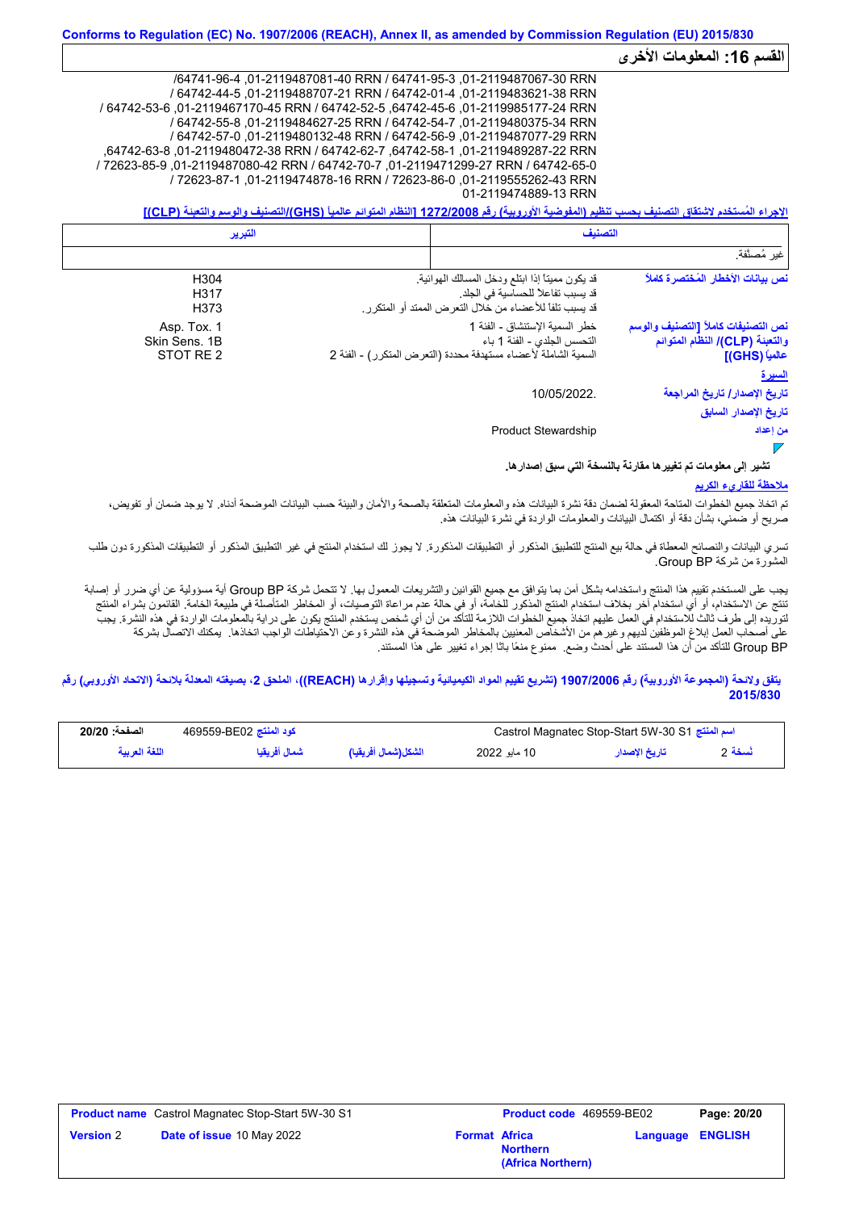## القسم 16: المعلومات الأخرى

/64741-96-4 ,01-2119487081-40 RRN / 64741-95-3 ,01-2119487067-30 RRN
/ 64742-44-5 ,01-2119488707-21 RRN / 64742-01-4 ,01-2119483621-38 RRN
/ 64742-53-6 ,01-2119467170-45 RRN / 64742-52-5 ,64742-45-6 ,01-2119985177-24 RRN
/ 64742-55-8 ,01-2119484627-25 RRN / 64742-54-7 ,01-2119480375-34 RRN
/ 64742-57-0 ,01-2119480132-48 RRN / 64742-56-9 ,01-2119487077-29 RRN
,64742-63-8 ,01-2119480472-38 RRN / 64742-62-7 ,64742-58-1 ,01-2119489287-22 RRN
/ 72623-85-9 ,01-2119487080-42 RRN / 64742-70-7 ,01-2119471299-27 RRN / 64742-65-0
/ 72623-87-1 ,01-2119474878-16 RRN / 72623-86-0 ,01-2119555262-43 RRN
01-2119474889-13 RRN

**الإجراء المُستخدم لاشتقاق التصنيف بحسب تنظيم (المفوضية الأوروبية) رقم 1272/2008 [النظام المتوائم عالمياً (GHS)/التصنيف والوسم والتعبئة (CLP)]**

| التصنيف | التبرير |
|---|---|
| غير مُصنَّفة. | |

**نص بيانات الأخطار المُختصرة كاملاً**

| | |
|---|---|
| قد يكون مميتاً إذا ابتلع ودخل المسالك الهوائية. | H304 |
| قد يسبب تفاعلاً للحساسية في الجلد. | H317 |
| قد يسبب تلفاً للأعضاء من خلال التعرض الممتد أو المتكرر. | H373 |

**نص التصنيفات كاملاً [التصنيف والوسم والتعبئة (CLP)/ النظام المتوائم عالمياً (GHS)]**

| | |
|---|---|
| خطر السمية الإستنشاق - الفئة 1 | Asp. Tox. 1 |
| التحسس الجلدي - الفئة 1 باء | Skin Sens. 1B |
| السمية الشاملة لأعضاء مستهدفة محددة (التعرض المتكرر) - الفئة 2 | STOT RE 2 |

**السيرة**

**تاريخ الإصدار/ تاريخ المراجعة** 10/05/2022.

**تاريخ الإصدار السابق**

**من إعداد** Product Stewardship

**تشير إلى معلومات تم تغييرها مقارنة بالنسخة التي سبق إصدارها.**

**ملاحظة للقارىء الكريم**

تم اتخاذ جميع الخطوات المتاحة المعقولة لضمان دقة نشرة البيانات هذه والمعلومات المتعلقة بالصحة والأمان والبيئة حسب البيانات الموضحة أدناه. لا يوجد ضمان أو تفويض، صريح أو ضمني، بشأن دقة أو اكتمال البيانات والمعلومات الواردة في نشرة البيانات هذه.

تسري البيانات والنصائح المعطاة في حالة بيع المنتج للتطبيق المذكور أو التطبيقات المذكورة. لا يجوز لك استخدام المنتج في غير التطبيق المذكور أو التطبيقات المذكورة دون طلب المشورة من شركة BP Group.

يجب على المستخدم تقييم هذا المنتج واستخدامه بشكل آمن بما يتوافق مع جميع القوانين والتشريعات المعمول بها. لا تتحمل شركة BP Group أية مسؤولية عن أي ضرر أو إصابة تنتج عن الاستخدام، أو أي استخدام آخر بخلاف استخدام المنتج المذكور للخامة، أو في حالة عدم مراعاة التوصيات، أو المخاطر المتأصلة في طبيعة الخامة. القائمون بشراء المنتج لتوريده إلى طرف ثالث للاستخدام في العمل عليهم اتخاذ جميع الخطوات اللازمة للتأكد من أن أي شخص يستخدم المنتج يكون على دراية بالمعلومات الواردة في هذه النشرة. يجب على أصحاب العمل إبلاغ الموظفين لديهم وغيرهم من الأشخاص المعنيين بالمخاطر الموضحة في هذه النشرة وعن الاحتياطات الواجب اتخاذها. يمكنك الاتصال بشركة BP Group للتأكد من أن هذا المستند على أحدث وضع. ممنوع منعًا باتًا إجراء تغيير على هذا المستند.

**يتفق ولائحة (المجموعة الأوروبية) رقم 1907/2006 (تشريع تقييم المواد الكيميائية وتسجيلها وإقرارها (REACH))، الملحق 2، بصيغته المعدلة بلائحة (الاتحاد الأوروبي) رقم 2015/830**

| | | | |
|---|---|---|---|
| **اسم المنتج** Castrol Magnatec Stop-Start 5W-30 S1 | | **كود المنتج** 469559-BE02 | **الصفحة:** 20/20 |
| **نُسخة** 2 | **تاريخ الإصدار** 10 مايو 2022 | **الشكل(شمال أفريقيا)** شمال أفريقيا | **اللغة العربية** |